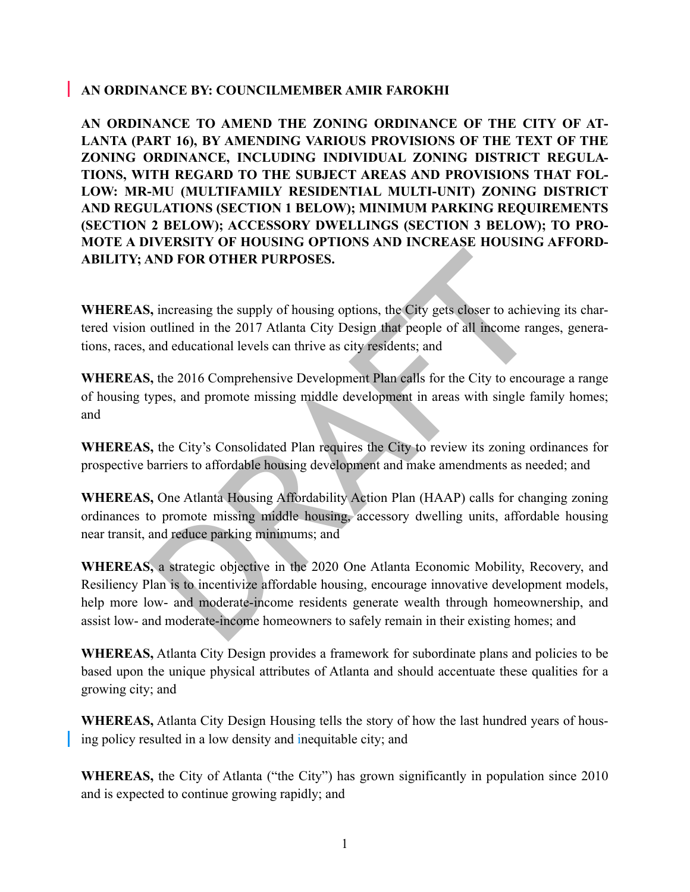**AN ORDINANCE BY: COUNCILMEMBER AMIR FAROKHI**

**AN ORDINANCE TO AMEND THE ZONING ORDINANCE OF THE CITY OF ATLANTA (PART 16), BY AMENDING VARIOUS PROVISIONS OF THE TEXT OF THE ZONING ORDINANCE, INCLUDING INDIVIDUAL ZONING DISTRICT REGULATIONS, WITH REGARD TO THE SUBJECT AREAS AND PROVISIONS THAT FOLLOW: MR-MU (MULTIFAMILY RESIDENTIAL MULTI-UNIT) ZONING DISTRICT AND REGULATIONS (SECTION 1 BELOW); MINIMUM PARKING REQUIREMENTS (SECTION 2 BELOW); ACCESSORY DWELLINGS (SECTION 3 BELOW); TO PROMOTE A DIVERSITY OF HOUSING OPTIONS AND INCREASE HOUSING AFFORDABILITY; AND FOR OTHER PURPOSES.**

**WHEREAS,** increasing the supply of housing options, the City gets closer to achieving its chartered vision outlined in the 2017 Atlanta City Design that people of all income ranges, generations, races, and educational levels can thrive as city residents; and

**WHEREAS,** the 2016 Comprehensive Development Plan calls for the City to encourage a range of housing types, and promote missing middle development in areas with single family homes; and

**WHEREAS,** the City's Consolidated Plan requires the City to review its zoning ordinances for prospective barriers to affordable housing development and make amendments as needed; and

**WHEREAS,** One Atlanta Housing Affordability Action Plan (HAAP) calls for changing zoning ordinances to promote missing middle housing, accessory dwelling units, affordable housing near transit, and reduce parking minimums; and

**WHEREAS,** a strategic objective in the 2020 One Atlanta Economic Mobility, Recovery, and Resiliency Plan is to incentivize affordable housing, encourage innovative development models, help more low- and moderate-income residents generate wealth through homeownership, and assist low- and moderate-income homeowners to safely remain in their existing homes; and

**WHEREAS,** Atlanta City Design provides a framework for subordinate plans and policies to be based upon the unique physical attributes of Atlanta and should accentuate these qualities for a growing city; and

**WHEREAS,** Atlanta City Design Housing tells the story of how the last hundred years of housing policy resulted in a low density and inequitable city; and

**WHEREAS,** the City of Atlanta ("the City") has grown significantly in population since 2010 and is expected to continue growing rapidly; and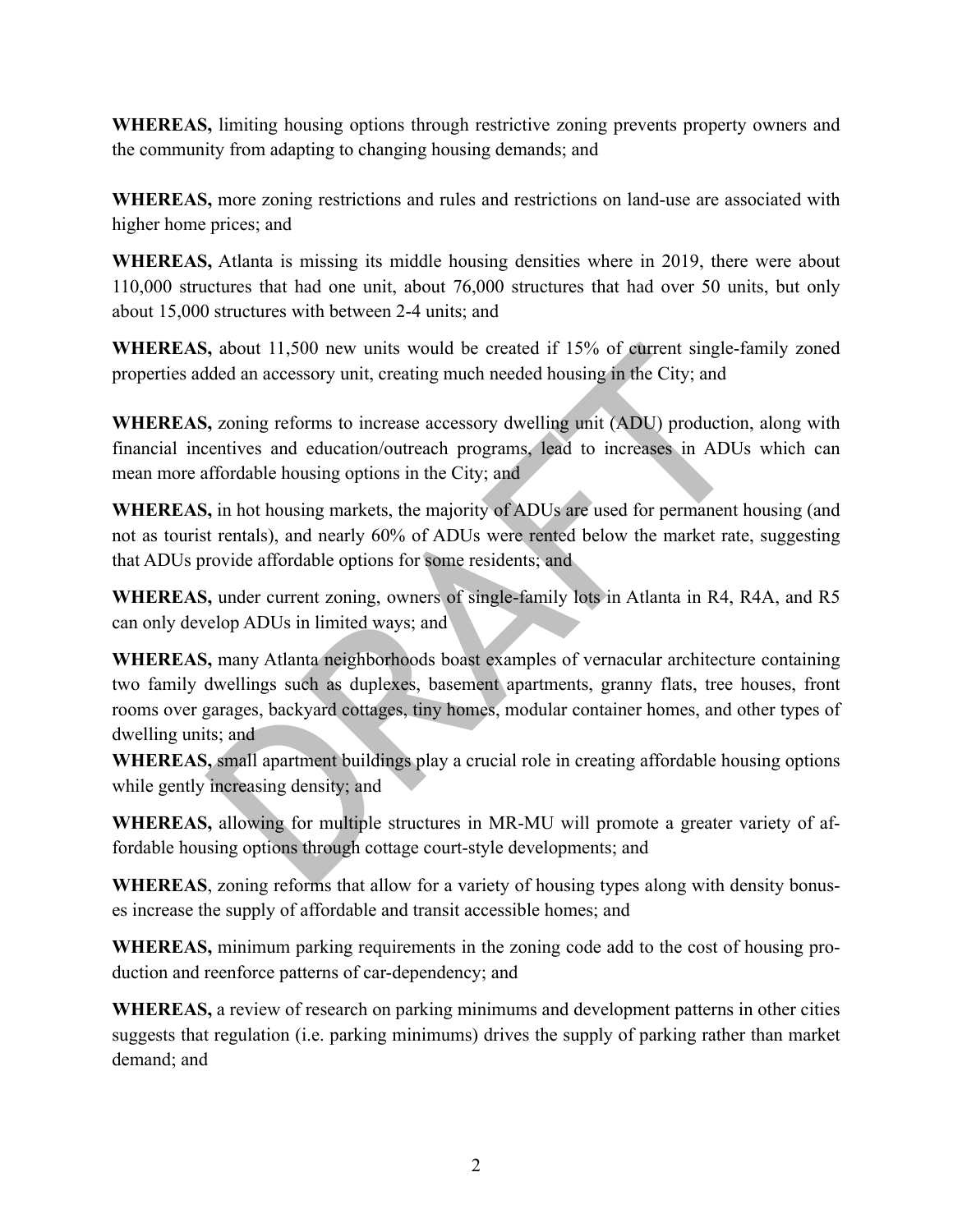**WHEREAS,** limiting housing options through restrictive zoning prevents property owners and the community from adapting to changing housing demands; and

**WHEREAS,** more zoning restrictions and rules and restrictions on land-use are associated with higher home prices; and

**WHEREAS,** Atlanta is missing its middle housing densities where in 2019, there were about 110,000 structures that had one unit, about 76,000 structures that had over 50 units, but only about 15,000 structures with between 2-4 units; and

**WHEREAS,** about 11,500 new units would be created if 15% of current single-family zoned properties added an accessory unit, creating much needed housing in the City; and

**WHEREAS,** zoning reforms to increase accessory dwelling unit (ADU) production, along with financial incentives and education/outreach programs, lead to increases in ADUs which can mean more affordable housing options in the City; and

**WHEREAS,** in hot housing markets, the majority of ADUs are used for permanent housing (and not as tourist rentals), and nearly 60% of ADUs were rented below the market rate, suggesting that ADUs provide affordable options for some residents; and

**WHEREAS,** under current zoning, owners of single-family lots in Atlanta in R4, R4A, and R5 can only develop ADUs in limited ways; and

**WHEREAS,** many Atlanta neighborhoods boast examples of vernacular architecture containing two family dwellings such as duplexes, basement apartments, granny flats, tree houses, front rooms over garages, backyard cottages, tiny homes, modular container homes, and other types of dwelling units; and

**WHEREAS,** small apartment buildings play a crucial role in creating affordable housing options while gently increasing density; and

**WHEREAS,** allowing for multiple structures in MR-MU will promote a greater variety of affordable housing options through cottage court-style developments; and

**WHEREAS**, zoning reforms that allow for a variety of housing types along with density bonuses increase the supply of affordable and transit accessible homes; and

**WHEREAS,** minimum parking requirements in the zoning code add to the cost of housing production and reenforce patterns of car-dependency; and

**WHEREAS,** a review of research on parking minimums and development patterns in other cities suggests that regulation (i.e. parking minimums) drives the supply of parking rather than market demand; and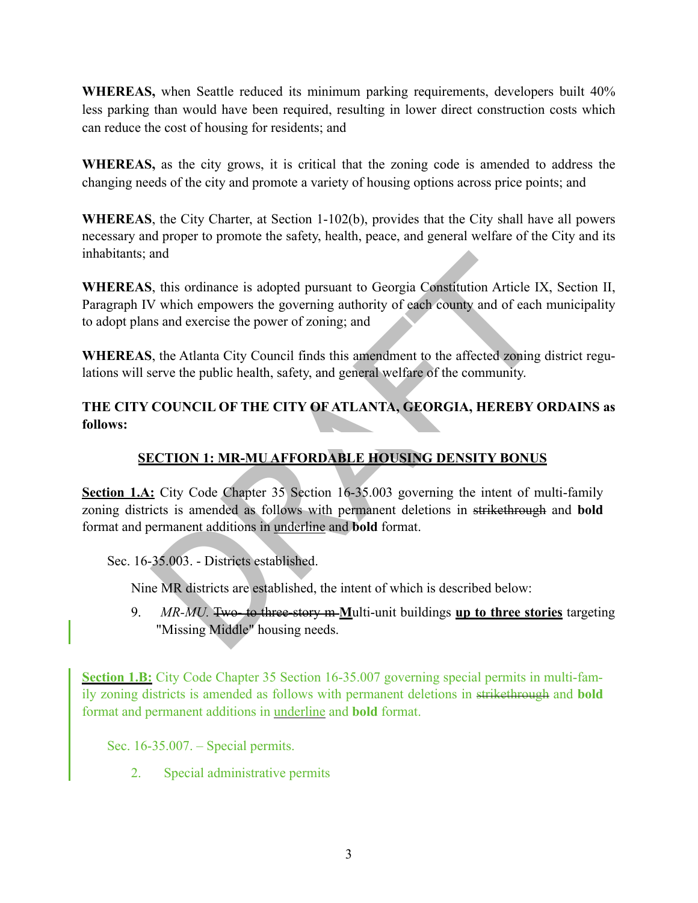**WHEREAS,** when Seattle reduced its minimum parking requirements, developers built 40% less parking than would have been required, resulting in lower direct construction costs which can reduce the cost of housing for residents; and

**WHEREAS,** as the city grows, it is critical that the zoning code is amended to address the changing needs of the city and promote a variety of housing options across price points; and

**WHEREAS**, the City Charter, at Section 1-102(b), provides that the City shall have all powers necessary and proper to promote the safety, health, peace, and general welfare of the City and its inhabitants; and

**WHEREAS**, this ordinance is adopted pursuant to Georgia Constitution Article IX, Section II, Paragraph IV which empowers the governing authority of each county and of each municipality to adopt plans and exercise the power of zoning; and

**WHEREAS**, the Atlanta City Council finds this amendment to the affected zoning district regulations will serve the public health, safety, and general welfare of the community.

**THE CITY COUNCIL OF THE CITY OF ATLANTA, GEORGIA, HEREBY ORDAINS as follows:**

## <u>SECTION 1: MR-MU AFFORDABLE HOUSING DENSITY BONUS</u>

**<u>Section 1.A:</u>** City Code Chapter 35 Section 16-35.003 governing the intent of multi-family zoning districts is amended as follows with permanent deletions in ~~strikethrough~~ and **bold** format and permanent additions in <u>underline</u> and **bold** format.

Sec. 16-35.003. - Districts established.

Nine MR districts are established, the intent of which is described below:

9. *MR-MU.* ~~Two- to three-story m~~ **<u>M</u>**ulti-unit buildings **<u>up to three stories</u>** targeting "Missing Middle" housing needs.

**<u>Section 1.B:</u>** City Code Chapter 35 Section 16-35.007 governing special permits in multi-family zoning districts is amended as follows with permanent deletions in ~~strikethrough~~ and **bold** format and permanent additions in <u>underline</u> and **bold** format.

Sec. 16-35.007. – Special permits.

2. Special administrative permits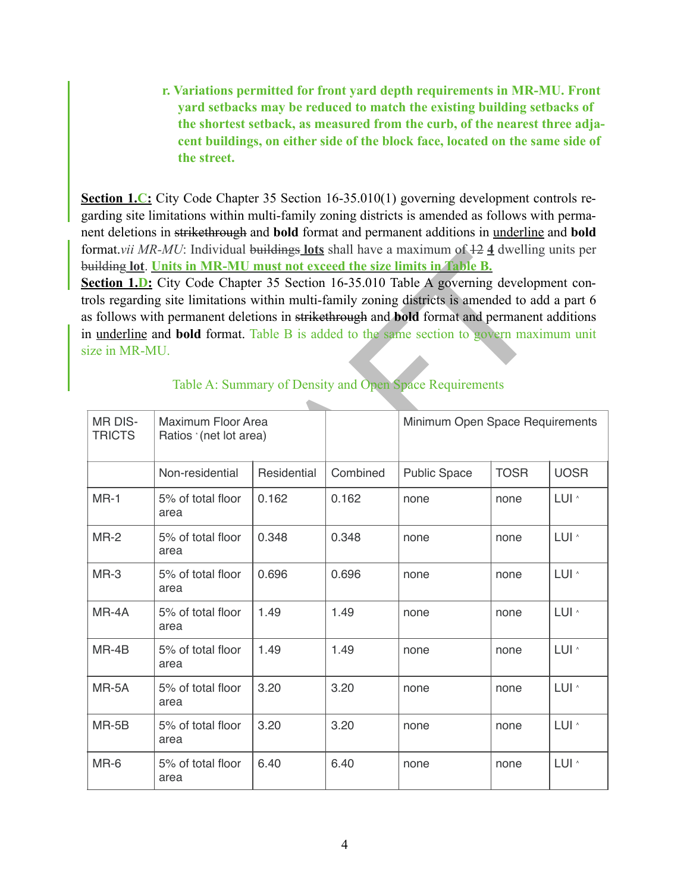**r. Variations permitted for front yard depth requirements in MR-MU. Front yard setbacks may be reduced to match the existing building setbacks of the shortest setback, as measured from the curb, of the nearest three adjacent buildings, on either side of the block face, located on the same side of the street.**

**Section 1.C:** City Code Chapter 35 Section 16-35.010(1) governing development controls regarding site limitations within multi-family zoning districts is amended as follows with permanent deletions in ~~strikethrough~~ and **bold** format and permanent additions in underline and **bold** format.*vii MR-MU*: Individual ~~buildings~~ **lots** shall have a maximum of ~~12~~ **4** dwelling units per ~~building~~ **lot**. **Units in MR-MU must not exceed the size limits in Table B.**

**Section 1.D:** City Code Chapter 35 Section 16-35.010 Table A governing development controls regarding site limitations within multi-family zoning districts is amended to add a part 6 as follows with permanent deletions in ~~strikethrough~~ and **bold** format and permanent additions in underline and **bold** format. Table B is added to the same section to govern maximum unit size in MR-MU.

Table A: Summary of Density and Open Space Requirements

| MR DISTRICTS | Maximum Floor Area Ratios ˙(net lot area) | | | Minimum Open Space Requirements | | |
|---|---|---|---|---|---|---|
| | Non-residential | Residential | Combined | Public Space | TOSR | UOSR |
| MR-1 | 5% of total floor area | 0.162 | 0.162 | none | none | LUI ˆ |
| MR-2 | 5% of total floor area | 0.348 | 0.348 | none | none | LUI ˆ |
| MR-3 | 5% of total floor area | 0.696 | 0.696 | none | none | LUI ˆ |
| MR-4A | 5% of total floor area | 1.49 | 1.49 | none | none | LUI ˆ |
| MR-4B | 5% of total floor area | 1.49 | 1.49 | none | none | LUI ˆ |
| MR-5A | 5% of total floor area | 3.20 | 3.20 | none | none | LUI ˆ |
| MR-5B | 5% of total floor area | 3.20 | 3.20 | none | none | LUI ˆ |
| MR-6 | 5% of total floor area | 6.40 | 6.40 | none | none | LUI ˆ |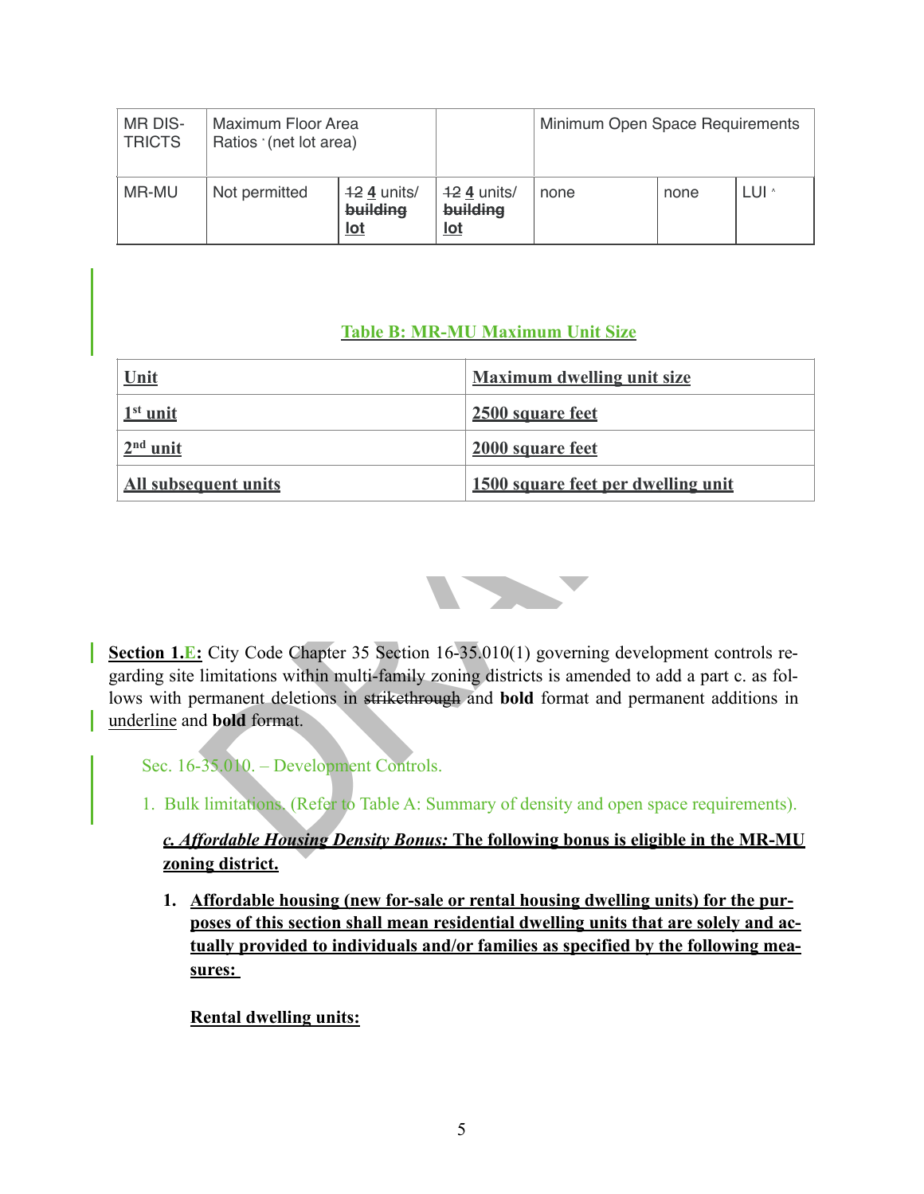| MR DISTRICTS | Maximum Floor Area Ratios ' (net lot area) | | | Minimum Open Space Requirements | | |
|---|---|---|---|---|---|---|
| MR-MU | Not permitted | ~~12~~ **4** units/ ~~building~~ lot | ~~12~~ **4** units/ ~~building~~ lot | none | none | LUI ^ |

### Table B: MR-MU Maximum Unit Size

| Unit | Maximum dwelling unit size |
|---|---|
| 1st unit | 2500 square feet |
| 2nd unit | 2000 square feet |
| All subsequent units | 1500 square feet per dwelling unit |

**Section 1.E:** City Code Chapter 35 Section 16-35.010(1) governing development controls regarding site limitations within multi-family zoning districts is amended to add a part c. as follows with permanent deletions in ~~strikethrough~~ and **bold** format and permanent additions in underline and **bold** format.

Sec. 16-35.010. – Development Controls.

1. Bulk limitations. (Refer to Table A: Summary of density and open space requirements).

***c. Affordable Housing Density Bonus:*** **The following bonus is eligible in the MR-MU zoning district.**

1. **Affordable housing (new for-sale or rental housing dwelling units) for the purposes of this section shall mean residential dwelling units that are solely and actually provided to individuals and/or families as specified by the following measures:**

   **Rental dwelling units:**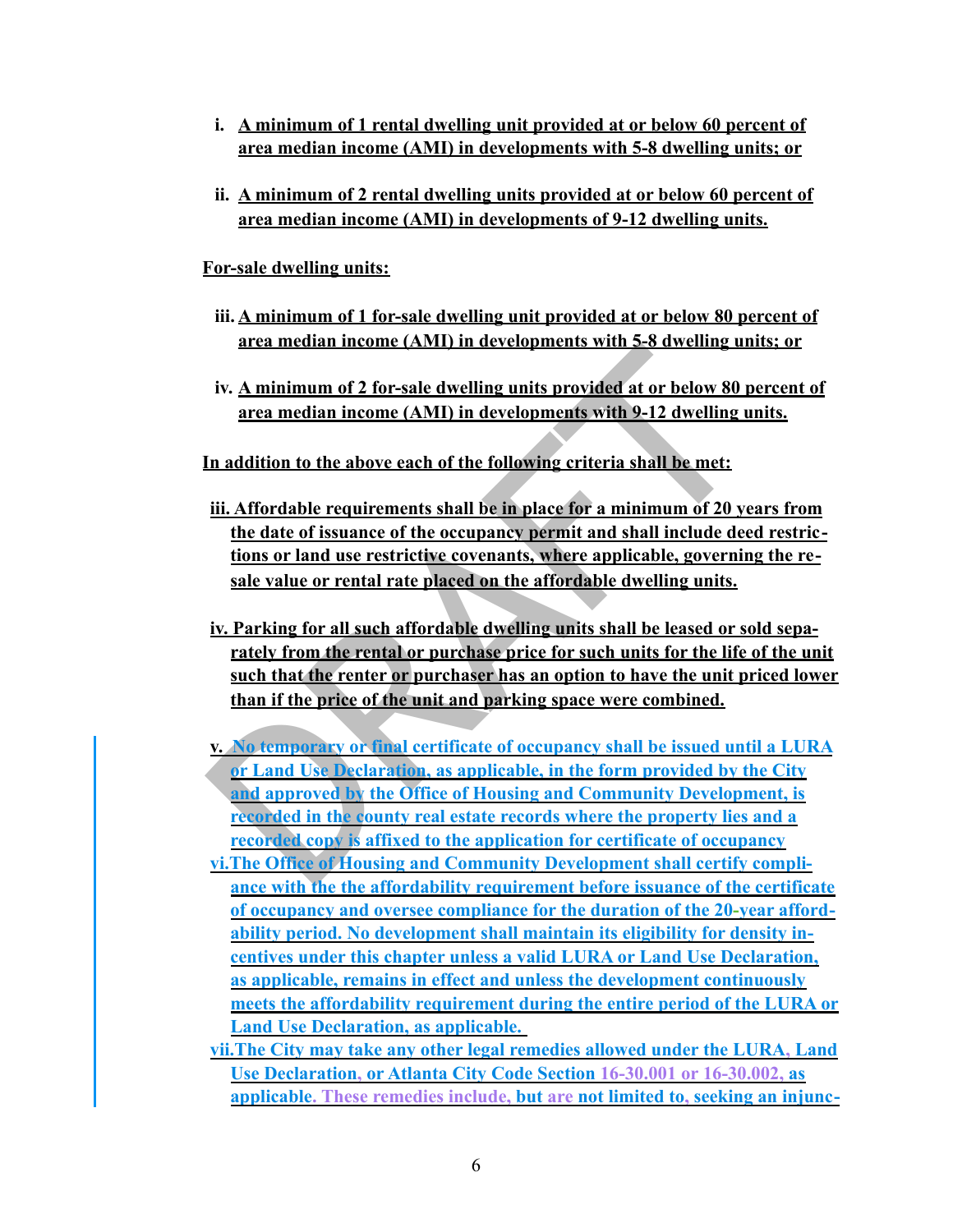i. **A minimum of 1 rental dwelling unit provided at or below 60 percent of area median income (AMI) in developments with 5-8 dwelling units; or**

ii. **A minimum of 2 rental dwelling units provided at or below 60 percent of area median income (AMI) in developments of 9-12 dwelling units.**

**For-sale dwelling units:**

iii. **A minimum of 1 for-sale dwelling unit provided at or below 80 percent of area median income (AMI) in developments with 5-8 dwelling units; or**

iv. **A minimum of 2 for-sale dwelling units provided at or below 80 percent of area median income (AMI) in developments with 9-12 dwelling units.**

**In addition to the above each of the following criteria shall be met:**

iii. **Affordable requirements shall be in place for a minimum of 20 years from the date of issuance of the occupancy permit and shall include deed restrictions or land use restrictive covenants, where applicable, governing the resale value or rental rate placed on the affordable dwelling units.**

iv. **Parking for all such affordable dwelling units shall be leased or sold separately from the rental or purchase price for such units for the life of the unit such that the renter or purchaser has an option to have the unit priced lower than if the price of the unit and parking space were combined.**

v. **No temporary or final certificate of occupancy shall be issued until a LURA or Land Use Declaration, as applicable, in the form provided by the City and approved by the Office of Housing and Community Development, is recorded in the county real estate records where the property lies and a recorded copy is affixed to the application for certificate of occupancy**

vi. **The Office of Housing and Community Development shall certify compliance with the the affordability requirement before issuance of the certificate of occupancy and oversee compliance for the duration of the 20-year affordability period. No development shall maintain its eligibility for density incentives under this chapter unless a valid LURA or Land Use Declaration, as applicable, remains in effect and unless the development continuously meets the affordability requirement during the entire period of the LURA or Land Use Declaration, as applicable.**

vii. **The City may take any other legal remedies allowed under the LURA, Land Use Declaration, or Atlanta City Code Section 16-30.001 or 16-30.002, as applicable. These remedies include, but are not limited to, seeking an injunc-**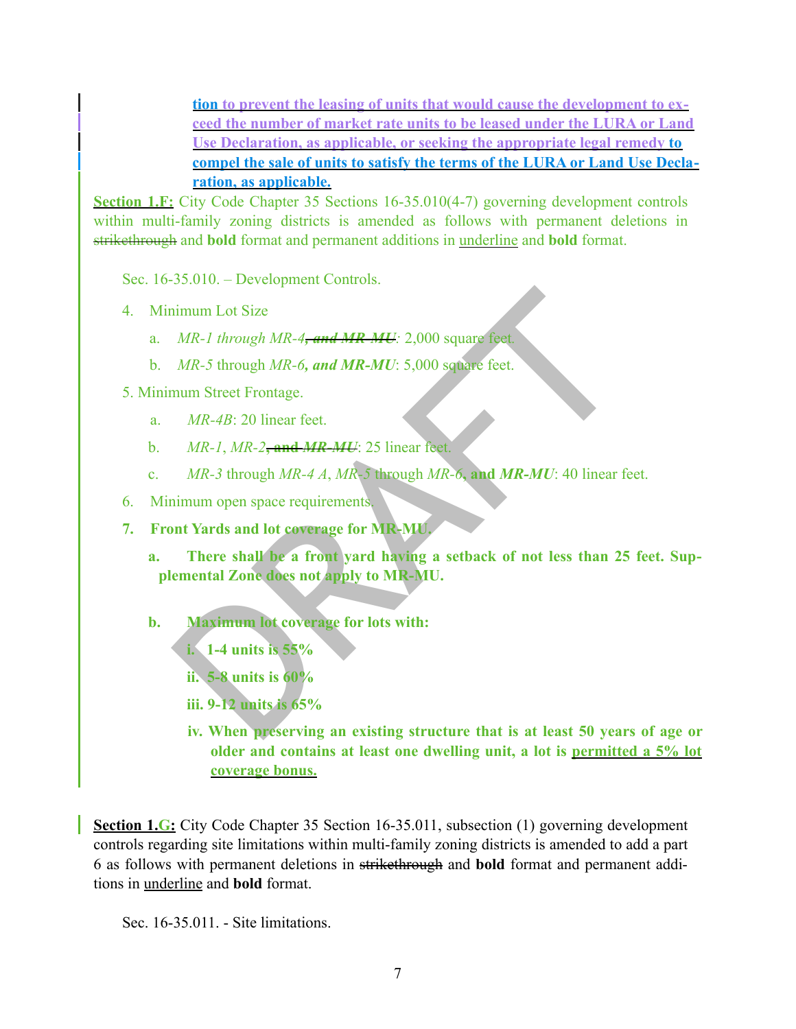**<u>tion</u> <u>to prevent the leasing of units that would cause the development to exceed the number of market rate units to be leased under the LURA or Land Use Declaration, as applicable, or seeking the appropriate legal remedy</u> <u>to compel the sale of units to satisfy the terms of the LURA or Land Use Declaration, as applicable.</u>**

**<u>Section 1.F:</u>** City Code Chapter 35 Sections 16-35.010(4-7) governing development controls within multi-family zoning districts is amended as follows with permanent deletions in ~~strikethrough~~ and **bold** format and permanent additions in <u>underline</u> and **bold** format.

Sec. 16-35.010. – Development Controls.

4. Minimum Lot Size
   a. *MR-1 through MR-4*~~***, and MR-MU***~~: 2,000 square feet.
   b. *MR-5* through *MR-6****, and MR-MU***: 5,000 square feet.

5. Minimum Street Frontage.
   a. *MR-4B*: 20 linear feet.
   b. *MR-1*, *MR-2*~~***, and MR-MU***~~: 25 linear feet.
   c. *MR-3* through *MR-4 A*, *MR-5* through *MR-6****, and MR-MU***: 40 linear feet.

6. Minimum open space requirements.

7. **Front Yards and lot coverage for MR-MU.**
   a. **There shall be a front yard having a setback of not less than 25 feet. Supplemental Zone does not apply to MR-MU.**
   b. **Maximum lot coverage for lots with:**
      i. **1-4 units is 55%**
      ii. **5-8 units is 60%**
      iii. **9-12 units is 65%**
      iv. **When preserving an existing structure that is at least 50 years of age or older and contains at least one dwelling unit, a lot is <u>permitted a 5% lot coverage bonus.</u>**

**<u>Section 1.G:</u>** City Code Chapter 35 Section 16-35.011, subsection (1) governing development controls regarding site limitations within multi-family zoning districts is amended to add a part 6 as follows with permanent deletions in ~~strikethrough~~ and **bold** format and permanent additions in <u>underline</u> and **bold** format.

Sec. 16-35.011. - Site limitations.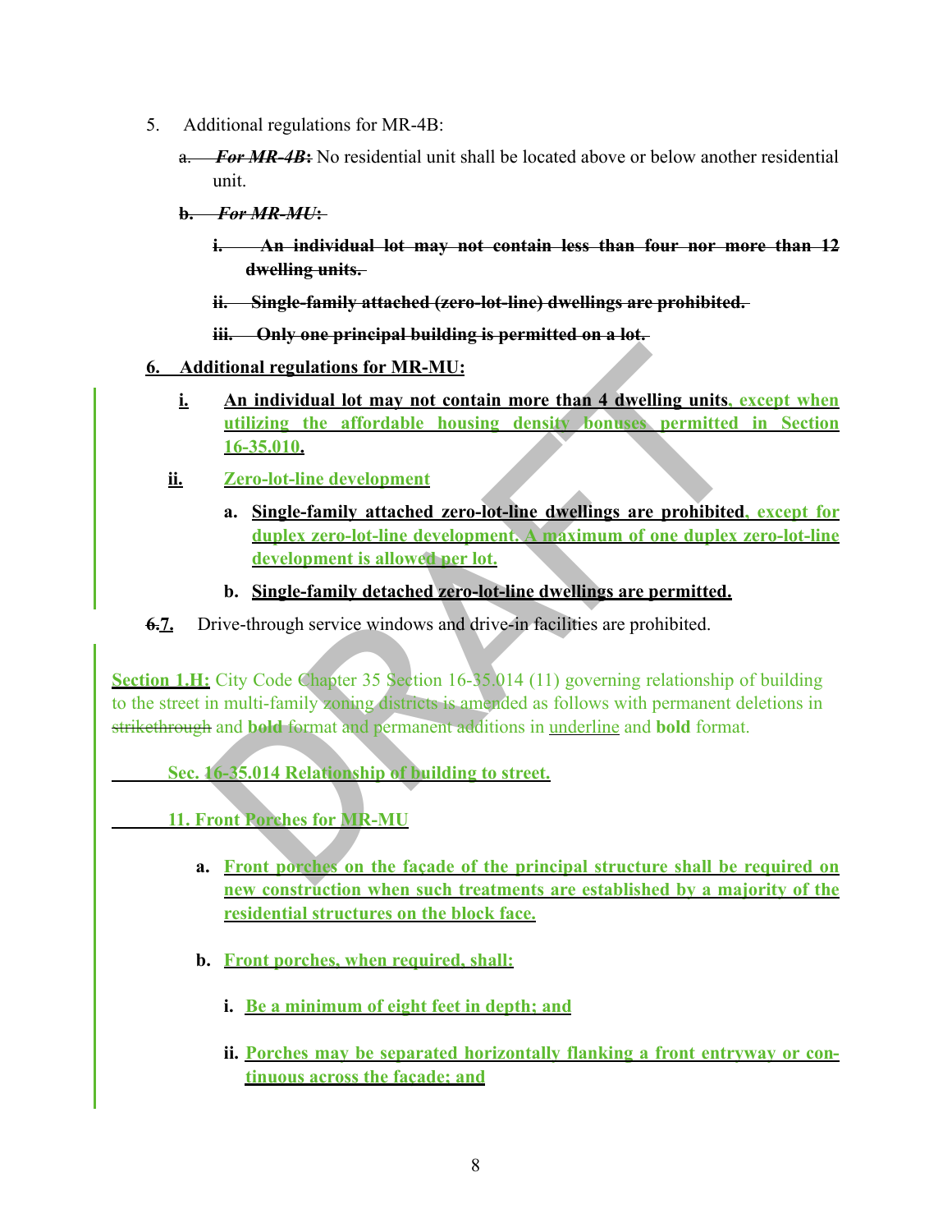5. Additional regulations for MR-4B:

   a. ~~*For MR-4B*:~~ No residential unit shall be located above or below another residential unit.

   ~~**b. *For MR-MU*:**~~

   ~~**i. An individual lot may not contain less than four nor more than 12 dwelling units.**~~

   ~~**ii. Single-family attached (zero-lot-line) dwellings are prohibited.**~~

   ~~**iii. Only one principal building is permitted on a lot.**~~

<u>**6. Additional regulations for MR-MU:**</u>

   <u>**i. An individual lot may not contain more than 4 dwelling units, except when utilizing the affordable housing density bonuses permitted in Section 16-35.010.**</u>

   <u>**ii. Zero-lot-line development**</u>

   <u>**a. Single-family attached zero-lot-line dwellings are prohibited, except for duplex zero-lot-line development. A maximum of one duplex zero-lot-line development is allowed per lot.**</u>

   <u>**b. Single-family detached zero-lot-line dwellings are permitted.**</u>

~~**6.**~~<u>**7.**</u> Drive-through service windows and drive-in facilities are prohibited.

<u>**Section 1.H:**</u> City Code Chapter 35 Section 16-35.014 (11) governing relationship of building to the street in multi-family zoning districts is amended as follows with permanent deletions in ~~strikethrough~~ and **bold** format and permanent additions in <u>underline</u> and **bold** format.

<u>**Sec. 16-35.014 Relationship of building to street.**</u>

<u>**11. Front Porches for MR-MU**</u>

   <u>**a. Front porches on the façade of the principal structure shall be required on new construction when such treatments are established by a majority of the residential structures on the block face.**</u>

   <u>**b. Front porches, when required, shall:**</u>

   <u>**i. Be a minimum of eight feet in depth; and**</u>

   <u>**ii. Porches may be separated horizontally flanking a front entryway or continuous across the façade; and**</u>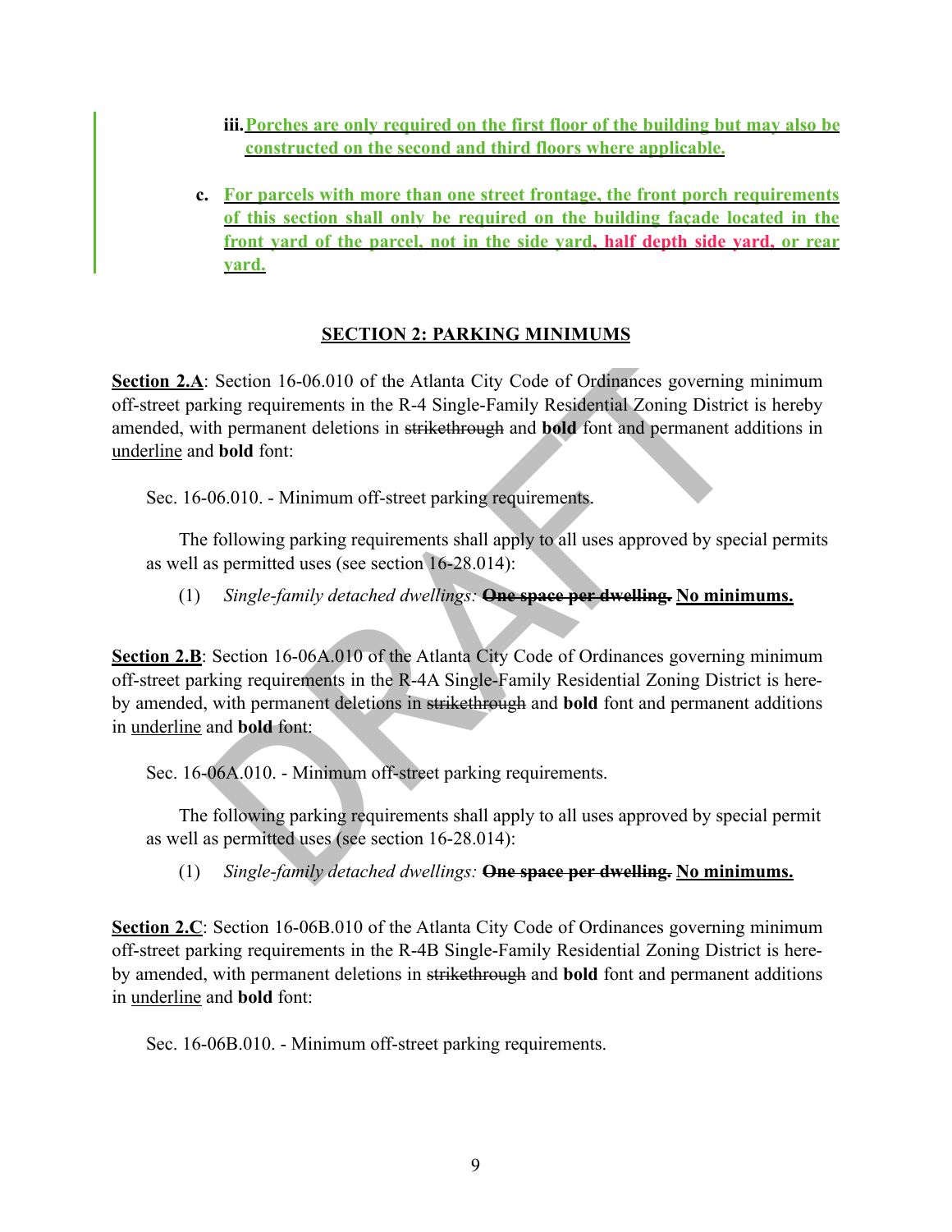iii. **Porches are only required on the first floor of the building but may also be constructed on the second and third floors where applicable.**

c. **For parcels with more than one street frontage, the front porch requirements of this section shall only be required on the building façade located in the front yard of the parcel, not in the side yard, half depth side yard, or rear yard.**

## SECTION 2: PARKING MINIMUMS

**Section 2.A**: Section 16-06.010 of the Atlanta City Code of Ordinances governing minimum off-street parking requirements in the R-4 Single-Family Residential Zoning District is hereby amended, with permanent deletions in ~~strikethrough~~ and **bold** font and permanent additions in underline and **bold** font:

Sec. 16-06.010. - Minimum off-street parking requirements.

The following parking requirements shall apply to all uses approved by special permits as well as permitted uses (see section 16-28.014):

(1) *Single-family detached dwellings:* **~~One space per dwelling.~~** **No minimums.**

**Section 2.B**: Section 16-06A.010 of the Atlanta City Code of Ordinances governing minimum off-street parking requirements in the R-4A Single-Family Residential Zoning District is hereby amended, with permanent deletions in ~~strikethrough~~ and **bold** font and permanent additions in underline and **bold** font:

Sec. 16-06A.010. - Minimum off-street parking requirements.

The following parking requirements shall apply to all uses approved by special permit as well as permitted uses (see section 16-28.014):

(1) *Single-family detached dwellings:* **~~One space per dwelling.~~** **No minimums.**

**Section 2.C**: Section 16-06B.010 of the Atlanta City Code of Ordinances governing minimum off-street parking requirements in the R-4B Single-Family Residential Zoning District is hereby amended, with permanent deletions in ~~strikethrough~~ and **bold** font and permanent additions in underline and **bold** font:

Sec. 16-06B.010. - Minimum off-street parking requirements.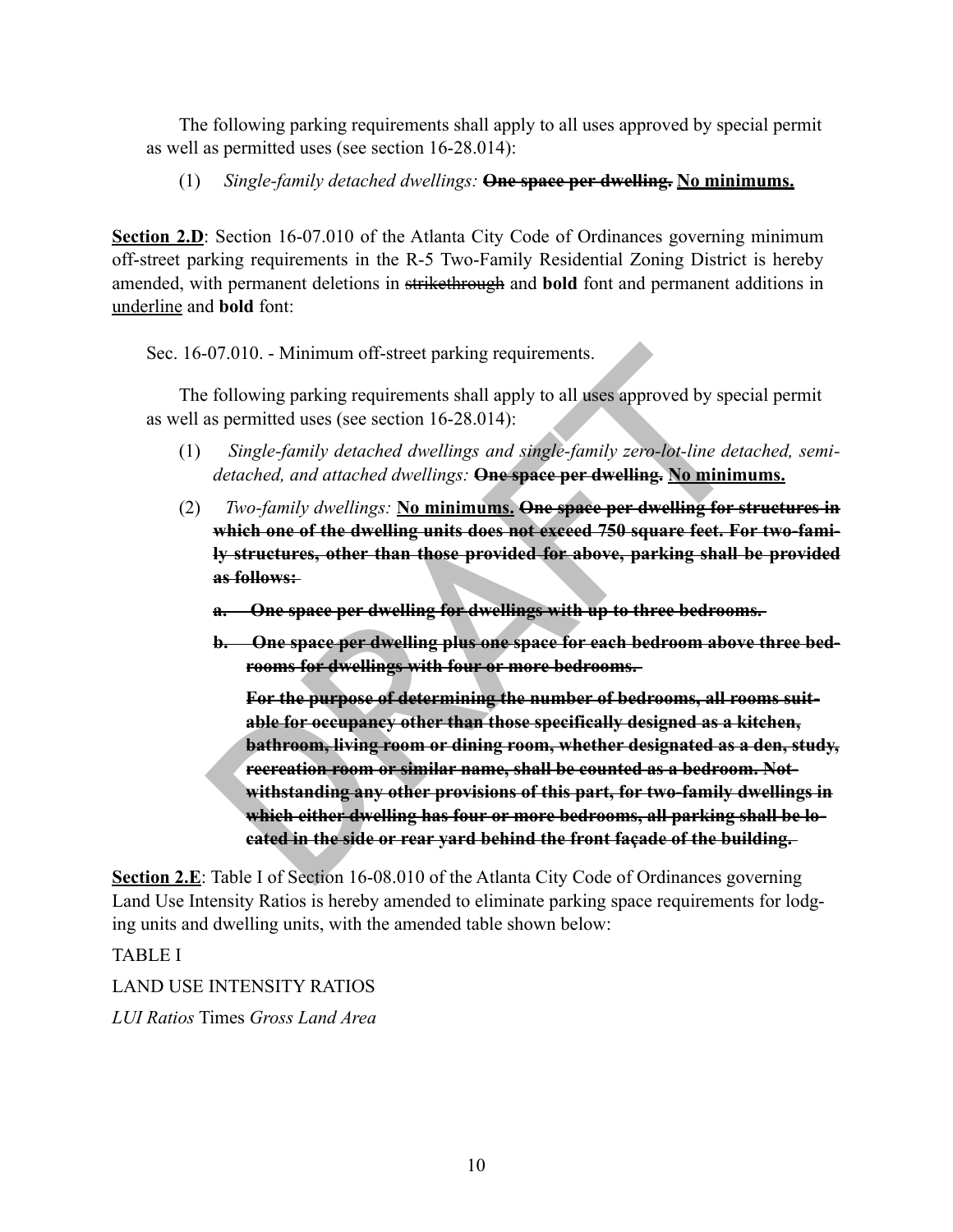The following parking requirements shall apply to all uses approved by special permit as well as permitted uses (see section 16-28.014):

(1) *Single-family detached dwellings:* ~~**One space per dwelling.**~~ <u>**No minimums.**</u>

<u>**Section 2.D**</u>: Section 16-07.010 of the Atlanta City Code of Ordinances governing minimum off-street parking requirements in the R-5 Two-Family Residential Zoning District is hereby amended, with permanent deletions in ~~strikethrough~~ and **bold** font and permanent additions in <u>underline</u> and **bold** font:

Sec. 16-07.010. - Minimum off-street parking requirements.

The following parking requirements shall apply to all uses approved by special permit as well as permitted uses (see section 16-28.014):

(1) *Single-family detached dwellings and single-family zero-lot-line detached, semi-detached, and attached dwellings:* ~~**One space per dwelling.**~~ <u>**No minimums.**</u>

(2) *Two-family dwellings:* <u>**No minimums.**</u> ~~**One space per dwelling for structures in which one of the dwelling units does not exceed 750 square feet. For two-family structures, other than those provided for above, parking shall be provided as follows:**~~

~~**a. One space per dwelling for dwellings with up to three bedrooms.**~~

~~**b. One space per dwelling plus one space for each bedroom above three bedrooms for dwellings with four or more bedrooms.**~~

~~**For the purpose of determining the number of bedrooms, all rooms suitable for occupancy other than those specifically designed as a kitchen, bathroom, living room or dining room, whether designated as a den, study, recreation room or similar name, shall be counted as a bedroom. Notwithstanding any other provisions of this part, for two-family dwellings in which either dwelling has four or more bedrooms, all parking shall be located in the side or rear yard behind the front façade of the building.**~~

<u>**Section 2.E**</u>: Table I of Section 16-08.010 of the Atlanta City Code of Ordinances governing Land Use Intensity Ratios is hereby amended to eliminate parking space requirements for lodging units and dwelling units, with the amended table shown below:

TABLE I

LAND USE INTENSITY RATIOS

*LUI Ratios* Times *Gross Land Area*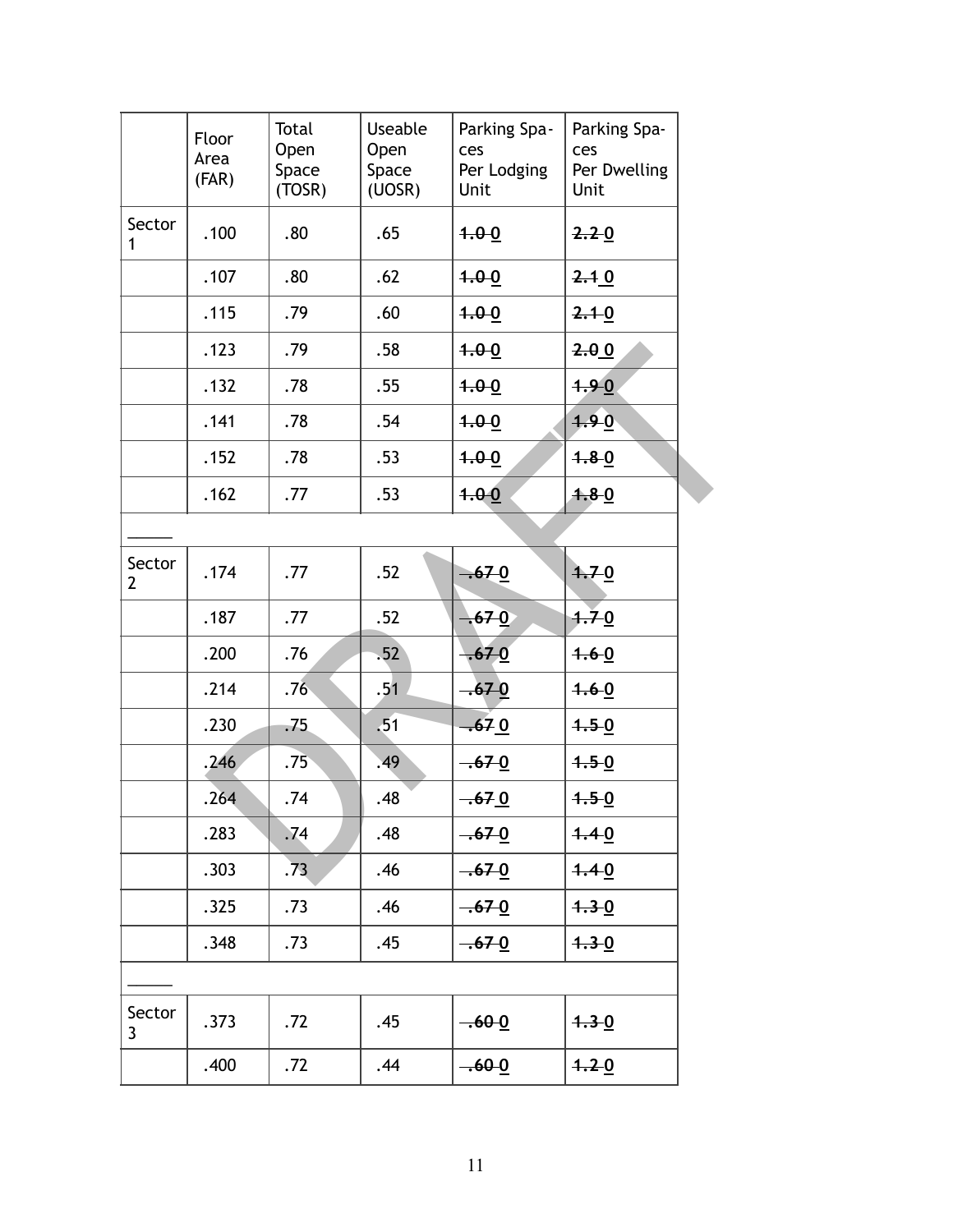| | Floor Area (FAR) | Total Open Space (TOSR) | Useable Open Space (UOSR) | Parking Spaces Per Lodging Unit | Parking Spaces Per Dwelling Unit |
|---|---|---|---|---|---|
| Sector 1 | .100 | .80 | .65 | ~~1.0~~ 0 | ~~2.2~~ 0 |
| | .107 | .80 | .62 | ~~1.0~~ 0 | ~~2.1~~ 0 |
| | .115 | .79 | .60 | ~~1.0~~ 0 | ~~2.1~~ 0 |
| | .123 | .79 | .58 | ~~1.0~~ 0 | ~~2.0~~ 0 |
| | .132 | .78 | .55 | ~~1.0~~ 0 | ~~1.9~~ 0 |
| | .141 | .78 | .54 | ~~1.0~~ 0 | ~~1.9~~ 0 |
| | .152 | .78 | .53 | ~~1.0~~ 0 | ~~1.8~~ 0 |
| | .162 | .77 | .53 | ~~1.0~~ 0 | ~~1.8~~ 0 |
| _____ | | | | | |
| Sector 2 | .174 | .77 | .52 | ~~.67~~ 0 | ~~1.7~~ 0 |
| | .187 | .77 | .52 | ~~.67~~ 0 | ~~1.7~~ 0 |
| | .200 | .76 | .52 | ~~.67~~ 0 | ~~1.6~~ 0 |
| | .214 | .76 | .51 | ~~.67~~ 0 | ~~1.6~~ 0 |
| | .230 | .75 | .51 | ~~.67~~ 0 | ~~1.5~~ 0 |
| | .246 | .75 | .49 | ~~.67~~ 0 | ~~1.5~~ 0 |
| | .264 | .74 | .48 | ~~.67~~ 0 | ~~1.5~~ 0 |
| | .283 | .74 | .48 | ~~.67~~ 0 | ~~1.4~~ 0 |
| | .303 | .73 | .46 | ~~.67~~ 0 | ~~1.4~~ 0 |
| | .325 | .73 | .46 | ~~.67~~ 0 | ~~1.3~~ 0 |
| | .348 | .73 | .45 | ~~.67~~ 0 | ~~1.3~~ 0 |
| _____ | | | | | |
| Sector 3 | .373 | .72 | .45 | ~~.60~~ 0 | ~~1.3~~ 0 |
| | .400 | .72 | .44 | ~~.60~~ 0 | ~~1.2~~ 0 |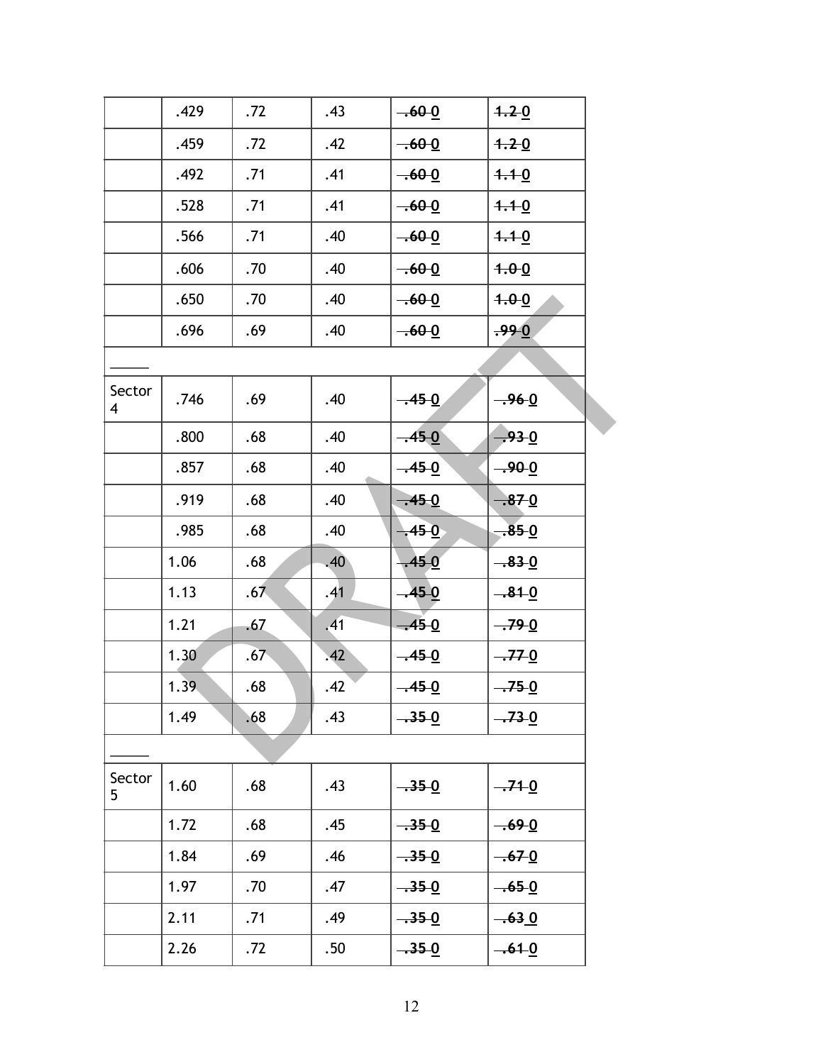| | | | | | |
|---|---|---|---|---|---|
| | .429 | .72 | .43 | ~~.60~~ <u>0</u> | ~~1.2~~ <u>0</u> |
| | .459 | .72 | .42 | ~~.60~~ <u>0</u> | ~~1.2~~ <u>0</u> |
| | .492 | .71 | .41 | ~~.60~~ <u>0</u> | ~~1.1~~ <u>0</u> |
| | .528 | .71 | .41 | ~~.60~~ <u>0</u> | ~~1.1~~ <u>0</u> |
| | .566 | .71 | .40 | ~~.60~~ <u>0</u> | ~~1.1~~ <u>0</u> |
| | .606 | .70 | .40 | ~~.60~~ <u>0</u> | ~~1.0~~ <u>0</u> |
| | .650 | .70 | .40 | ~~.60~~ <u>0</u> | ~~1.0~~ <u>0</u> |
| | .696 | .69 | .40 | ~~.60~~ <u>0</u> | ~~.99~~ <u>0</u> |
| _____ | | | | | |
| Sector 4 | .746 | .69 | .40 | ~~.45~~ <u>0</u> | ~~.96~~ <u>0</u> |
| | .800 | .68 | .40 | ~~.45~~ <u>0</u> | ~~.93~~ <u>0</u> |
| | .857 | .68 | .40 | ~~.45~~ <u>0</u> | ~~.90~~ <u>0</u> |
| | .919 | .68 | .40 | ~~.45~~ <u>0</u> | ~~.87~~ <u>0</u> |
| | .985 | .68 | .40 | ~~.45~~ <u>0</u> | ~~.85~~ <u>0</u> |
| | 1.06 | .68 | .40 | ~~.45~~ <u>0</u> | ~~.83~~ <u>0</u> |
| | 1.13 | .67 | .41 | ~~.45~~ <u>0</u> | ~~.81~~ <u>0</u> |
| | 1.21 | .67 | .41 | ~~.45~~ <u>0</u> | ~~.79~~ <u>0</u> |
| | 1.30 | .67 | .42 | ~~.45~~ <u>0</u> | ~~.77~~ <u>0</u> |
| | 1.39 | .68 | .42 | ~~.45~~ <u>0</u> | ~~.75~~ <u>0</u> |
| | 1.49 | .68 | .43 | ~~.35~~ <u>0</u> | ~~.73~~ <u>0</u> |
| _____ | | | | | |
| Sector 5 | 1.60 | .68 | .43 | ~~.35~~ <u>0</u> | ~~.71~~ <u>0</u> |
| | 1.72 | .68 | .45 | ~~.35~~ <u>0</u> | ~~.69~~ <u>0</u> |
| | 1.84 | .69 | .46 | ~~.35~~ <u>0</u> | ~~.67~~ <u>0</u> |
| | 1.97 | .70 | .47 | ~~.35~~ <u>0</u> | ~~.65~~ <u>0</u> |
| | 2.11 | .71 | .49 | ~~.35~~ <u>0</u> | ~~.63~~ <u>0</u> |
| | 2.26 | .72 | .50 | ~~.35~~ <u>0</u> | ~~.61~~ <u>0</u> |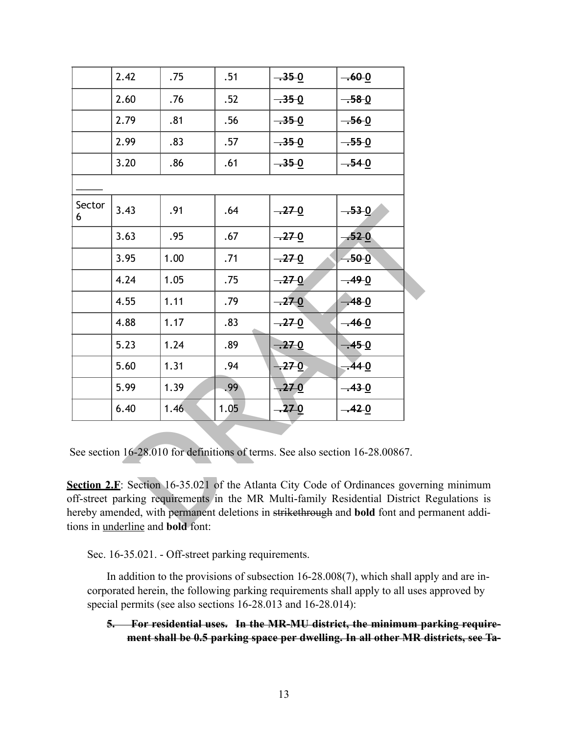|  | 2.42 | .75 | .51 | ~~.35~~ <u>**0**</u> | ~~.60~~ <u>**0**</u> |
|---|---|---|---|---|---|
|  | 2.60 | .76 | .52 | ~~.35~~ <u>**0**</u> | ~~.58~~ <u>**0**</u> |
|  | 2.79 | .81 | .56 | ~~.35~~ <u>**0**</u> | ~~.56~~ <u>**0**</u> |
|  | 2.99 | .83 | .57 | ~~.35~~ <u>**0**</u> | ~~.55~~ <u>**0**</u> |
|  | 3.20 | .86 | .61 | ~~.35~~ <u>**0**</u> | ~~.54~~ <u>**0**</u> |
| \_\_\_\_\_\_ |  |  |  |  |  |
| Sector 6 | 3.43 | .91 | .64 | ~~.27~~ <u>**0**</u> | ~~.53~~ <u>**0**</u> |
|  | 3.63 | .95 | .67 | ~~.27~~ <u>**0**</u> | ~~.52~~ <u>**0**</u> |
|  | 3.95 | 1.00 | .71 | ~~.27~~ <u>**0**</u> | ~~.50~~ <u>**0**</u> |
|  | 4.24 | 1.05 | .75 | ~~.27~~ <u>**0**</u> | ~~.49~~ <u>**0**</u> |
|  | 4.55 | 1.11 | .79 | ~~.27~~ <u>**0**</u> | ~~.48~~ <u>**0**</u> |
|  | 4.88 | 1.17 | .83 | ~~.27~~ <u>**0**</u> | ~~.46~~ <u>**0**</u> |
|  | 5.23 | 1.24 | .89 | ~~.27~~ <u>**0**</u> | ~~.45~~ <u>**0**</u> |
|  | 5.60 | 1.31 | .94 | ~~.27~~ <u>**0**</u> | ~~.44~~ <u>**0**</u> |
|  | 5.99 | 1.39 | .99 | ~~.27~~ <u>**0**</u> | ~~.43~~ <u>**0**</u> |
|  | 6.40 | 1.46 | 1.05 | ~~.27~~ <u>**0**</u> | ~~.42~~ <u>**0**</u> |

See section 16-28.010 for definitions of terms. See also section 16-28.00867.

<u>**Section 2.F**</u>: Section 16-35.021 of the Atlanta City Code of Ordinances governing minimum off-street parking requirements in the MR Multi-family Residential District Regulations is hereby amended, with permanent deletions in ~~strikethrough~~ and **bold** font and permanent additions in <u>underline</u> and **bold** font:

Sec. 16-35.021. - Off-street parking requirements.

In addition to the provisions of subsection 16-28.008(7), which shall apply and are incorporated herein, the following parking requirements shall apply to all uses approved by special permits (see also sections 16-28.013 and 16-28.014):

~~**5. For residential uses. In the MR-MU district, the minimum parking requirement shall be 0.5 parking space per dwelling. In all other MR districts, see Ta-**~~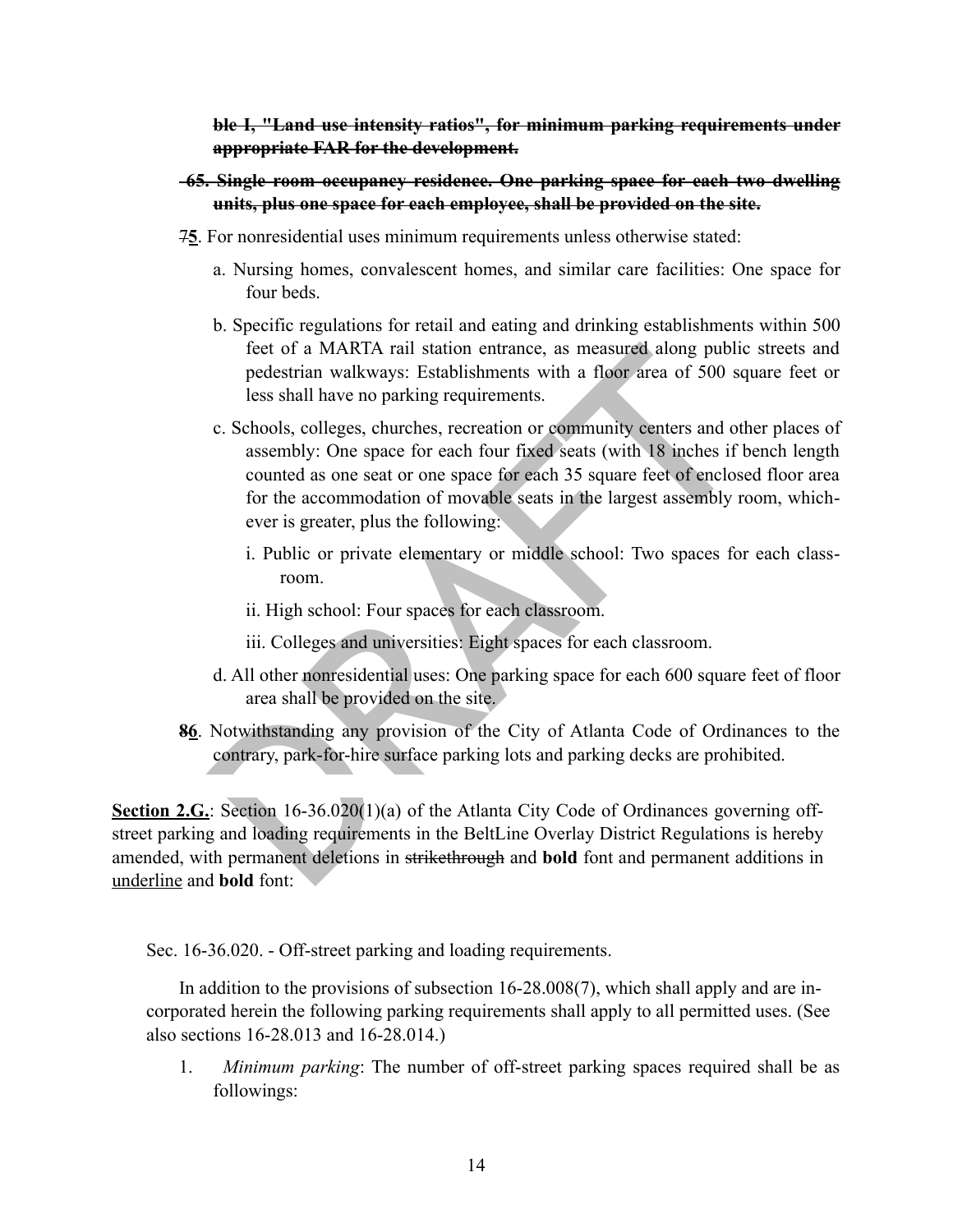**~~ble I, "Land use intensity ratios", for minimum parking requirements under appropriate FAR for the development.~~**

**~~65. Single room occupancy residence. One parking space for each two dwelling units, plus one space for each employee, shall be provided on the site.~~**

~~7~~**<u>5</u>**. For nonresidential uses minimum requirements unless otherwise stated:

a. Nursing homes, convalescent homes, and similar care facilities: One space for four beds.

b. Specific regulations for retail and eating and drinking establishments within 500 feet of a MARTA rail station entrance, as measured along public streets and pedestrian walkways: Establishments with a floor area of 500 square feet or less shall have no parking requirements.

c. Schools, colleges, churches, recreation or community centers and other places of assembly: One space for each four fixed seats (with 18 inches if bench length counted as one seat or one space for each 35 square feet of enclosed floor area for the accommodation of movable seats in the largest assembly room, whichever is greater, plus the following:

i. Public or private elementary or middle school: Two spaces for each classroom.

ii. High school: Four spaces for each classroom.

iii. Colleges and universities: Eight spaces for each classroom.

d. All other nonresidential uses: One parking space for each 600 square feet of floor area shall be provided on the site.

**~~8~~<u>6</u>**. Notwithstanding any provision of the City of Atlanta Code of Ordinances to the contrary, park-for-hire surface parking lots and parking decks are prohibited.

**<u>Section 2.G.</u>**: Section 16-36.020(1)(a) of the Atlanta City Code of Ordinances governing off-street parking and loading requirements in the BeltLine Overlay District Regulations is hereby amended, with permanent deletions in ~~strikethrough~~ and **bold** font and permanent additions in <u>underline</u> and **bold** font:

Sec. 16-36.020. - Off-street parking and loading requirements.

In addition to the provisions of subsection 16-28.008(7), which shall apply and are incorporated herein the following parking requirements shall apply to all permitted uses. (See also sections 16-28.013 and 16-28.014.)

1. *Minimum parking*: The number of off-street parking spaces required shall be as followings: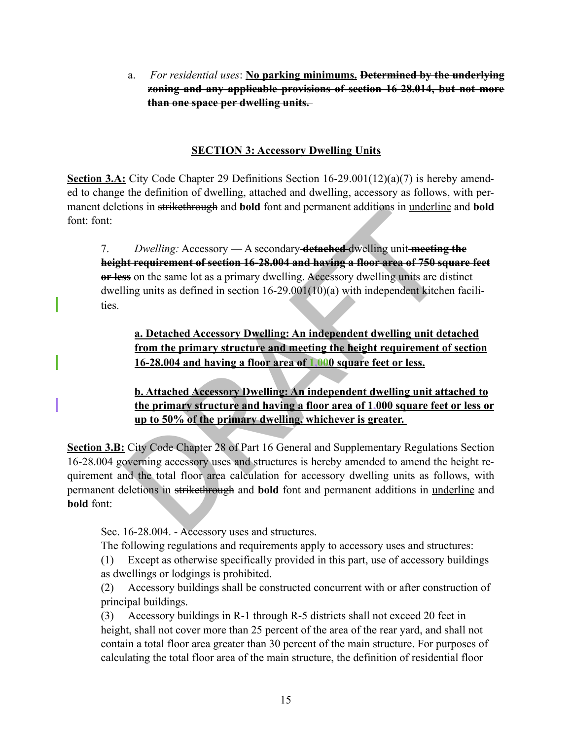a. *For residential uses*: **<u>No parking minimums.</u>** ~~**Determined by the underlying zoning and any applicable provisions of section 16-28.014, but not more than one space per dwelling units.**~~

**<u>SECTION 3: Accessory Dwelling Units</u>**

**<u>Section 3.A:</u>** City Code Chapter 29 Definitions Section 16-29.001(12)(a)(7) is hereby amended to change the definition of dwelling, attached and dwelling, accessory as follows, with permanent deletions in ~~strikethrough~~ and **bold** font and permanent additions in <u>underline</u> and **bold** font: font:

7. *Dwelling:* Accessory — A secondary ~~**detached**~~ dwelling unit ~~**meeting the height requirement of section 16-28.004 and having a floor area of 750 square feet or less**~~ on the same lot as a primary dwelling. Accessory dwelling units are distinct dwelling units as defined in section 16-29.001(10)(a) with independent kitchen facilities.

**<u>a. Detached Accessory Dwelling: An independent dwelling unit detached from the primary structure and meeting the height requirement of section 16-28.004 and having a floor area of 1,000 square feet or less.</u>**

**<u>b. Attached Accessory Dwelling: An independent dwelling unit attached to the primary structure and having a floor area of 1,000 square feet or less or up to 50% of the primary dwelling, whichever is greater.</u>**

**<u>Section 3.B:</u>** City Code Chapter 28 of Part 16 General and Supplementary Regulations Section 16-28.004 governing accessory uses and structures is hereby amended to amend the height requirement and the total floor area calculation for accessory dwelling units as follows, with permanent deletions in ~~strikethrough~~ and **bold** font and permanent additions in <u>underline</u> and **bold** font:

Sec. 16-28.004. - Accessory uses and structures.

The following regulations and requirements apply to accessory uses and structures:

(1) Except as otherwise specifically provided in this part, use of accessory buildings as dwellings or lodgings is prohibited.

(2) Accessory buildings shall be constructed concurrent with or after construction of principal buildings.

(3) Accessory buildings in R-1 through R-5 districts shall not exceed 20 feet in height, shall not cover more than 25 percent of the area of the rear yard, and shall not contain a total floor area greater than 30 percent of the main structure. For purposes of calculating the total floor area of the main structure, the definition of residential floor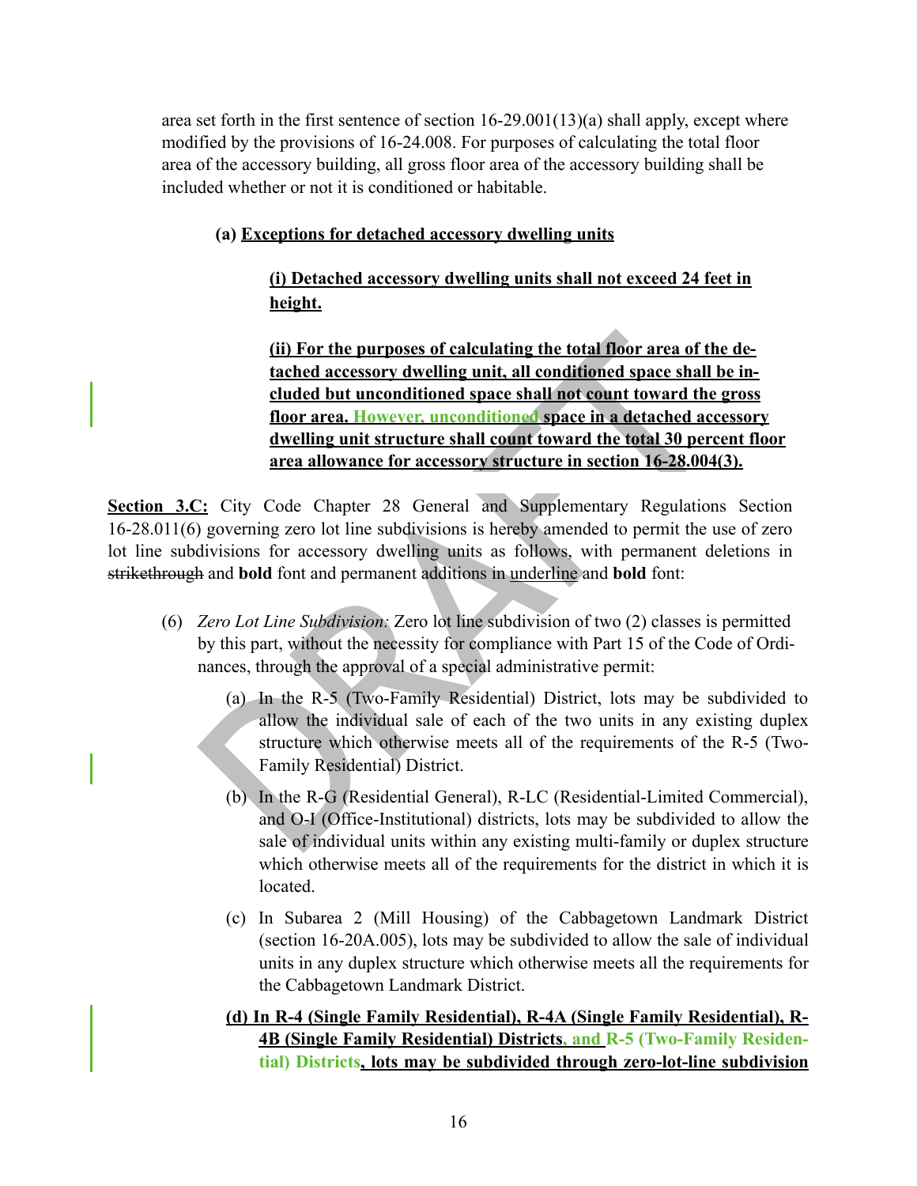area set forth in the first sentence of section 16-29.001(13)(a) shall apply, except where modified by the provisions of 16-24.008. For purposes of calculating the total floor area of the accessory building, all gross floor area of the accessory building shall be included whether or not it is conditioned or habitable.

**(a) <u>Exceptions for detached accessory dwelling units</u>**

**<u>(i) Detached accessory dwelling units shall not exceed 24 feet in height.</u>**

**<u>(ii) For the purposes of calculating the total floor area of the detached accessory dwelling unit, all conditioned space shall be included but unconditioned space shall not count toward the gross floor area. However, unconditioned space in a detached accessory dwelling unit structure shall count toward the total 30 percent floor area allowance for accessory structure in section 16-28.004(3).</u>**

**<u>Section 3.C:</u>** City Code Chapter 28 General and Supplementary Regulations Section 16-28.011(6) governing zero lot line subdivisions is hereby amended to permit the use of zero lot line subdivisions for accessory dwelling units as follows, with permanent deletions in ~~strikethrough~~ and **bold** font and permanent additions in <u>underline</u> and **bold** font:

(6) *Zero Lot Line Subdivision:* Zero lot line subdivision of two (2) classes is permitted by this part, without the necessity for compliance with Part 15 of the Code of Ordinances, through the approval of a special administrative permit:

(a) In the R-5 (Two-Family Residential) District, lots may be subdivided to allow the individual sale of each of the two units in any existing duplex structure which otherwise meets all of the requirements of the R-5 (Two-Family Residential) District.

(b) In the R-G (Residential General), R-LC (Residential-Limited Commercial), and O-I (Office-Institutional) districts, lots may be subdivided to allow the sale of individual units within any existing multi-family or duplex structure which otherwise meets all of the requirements for the district in which it is located.

(c) In Subarea 2 (Mill Housing) of the Cabbagetown Landmark District (section 16-20A.005), lots may be subdivided to allow the sale of individual units in any duplex structure which otherwise meets all the requirements for the Cabbagetown Landmark District.

**<u>(d) In R-4 (Single Family Residential), R-4A (Single Family Residential), R-4B (Single Family Residential) Districts, and R-5 (Two-Family Residential) Districts, lots may be subdivided through zero-lot-line subdivision</u>**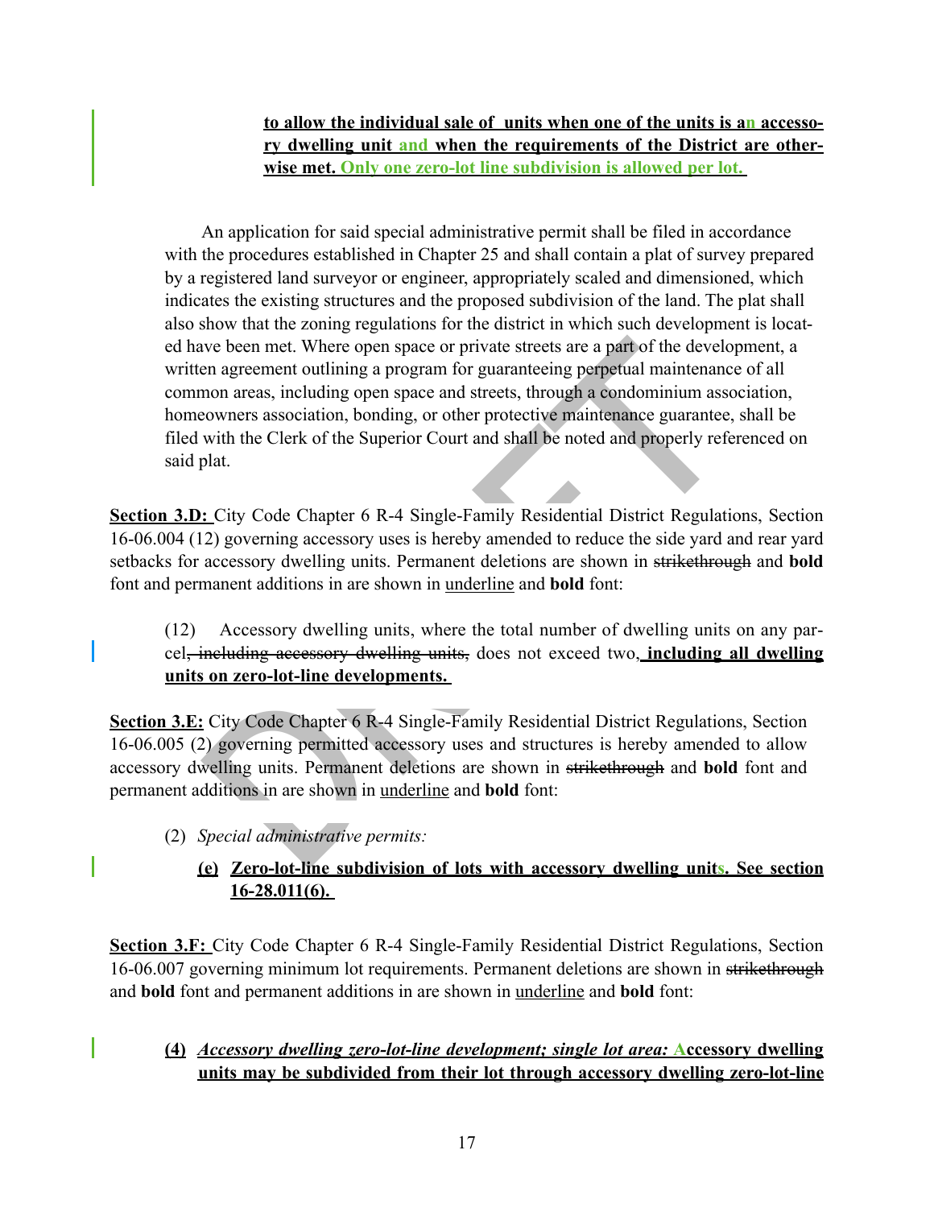**to allow the individual sale of units when one of the units is an accessory dwelling unit and when the requirements of the District are otherwise met. Only one zero-lot line subdivision is allowed per lot.**

An application for said special administrative permit shall be filed in accordance with the procedures established in Chapter 25 and shall contain a plat of survey prepared by a registered land surveyor or engineer, appropriately scaled and dimensioned, which indicates the existing structures and the proposed subdivision of the land. The plat shall also show that the zoning regulations for the district in which such development is located have been met. Where open space or private streets are a part of the development, a written agreement outlining a program for guaranteeing perpetual maintenance of all common areas, including open space and streets, through a condominium association, homeowners association, bonding, or other protective maintenance guarantee, shall be filed with the Clerk of the Superior Court and shall be noted and properly referenced on said plat.

**Section 3.D:** City Code Chapter 6 R-4 Single-Family Residential District Regulations, Section 16-06.004 (12) governing accessory uses is hereby amended to reduce the side yard and rear yard setbacks for accessory dwelling units. Permanent deletions are shown in ~~strikethrough~~ and **bold** font and permanent additions in are shown in <u>underline</u> and **bold** font:

(12) Accessory dwelling units, where the total number of dwelling units on any parcel~~, including accessory dwelling units,~~ does not exceed two**, including all dwelling units on zero-lot-line developments.**

**Section 3.E:** City Code Chapter 6 R-4 Single-Family Residential District Regulations, Section 16-06.005 (2) governing permitted accessory uses and structures is hereby amended to allow accessory dwelling units. Permanent deletions are shown in ~~strikethrough~~ and **bold** font and permanent additions in are shown in <u>underline</u> and **bold** font:

(2) *Special administrative permits:*

**(e) Zero-lot-line subdivision of lots with accessory dwelling units. See section 16-28.011(6).**

**Section 3.F:** City Code Chapter 6 R-4 Single-Family Residential District Regulations, Section 16-06.007 governing minimum lot requirements. Permanent deletions are shown in ~~strikethrough~~ and **bold** font and permanent additions in are shown in <u>underline</u> and **bold** font:

**(4) *Accessory dwelling zero-lot-line development; single lot area:* Accessory dwelling units may be subdivided from their lot through accessory dwelling zero-lot-line**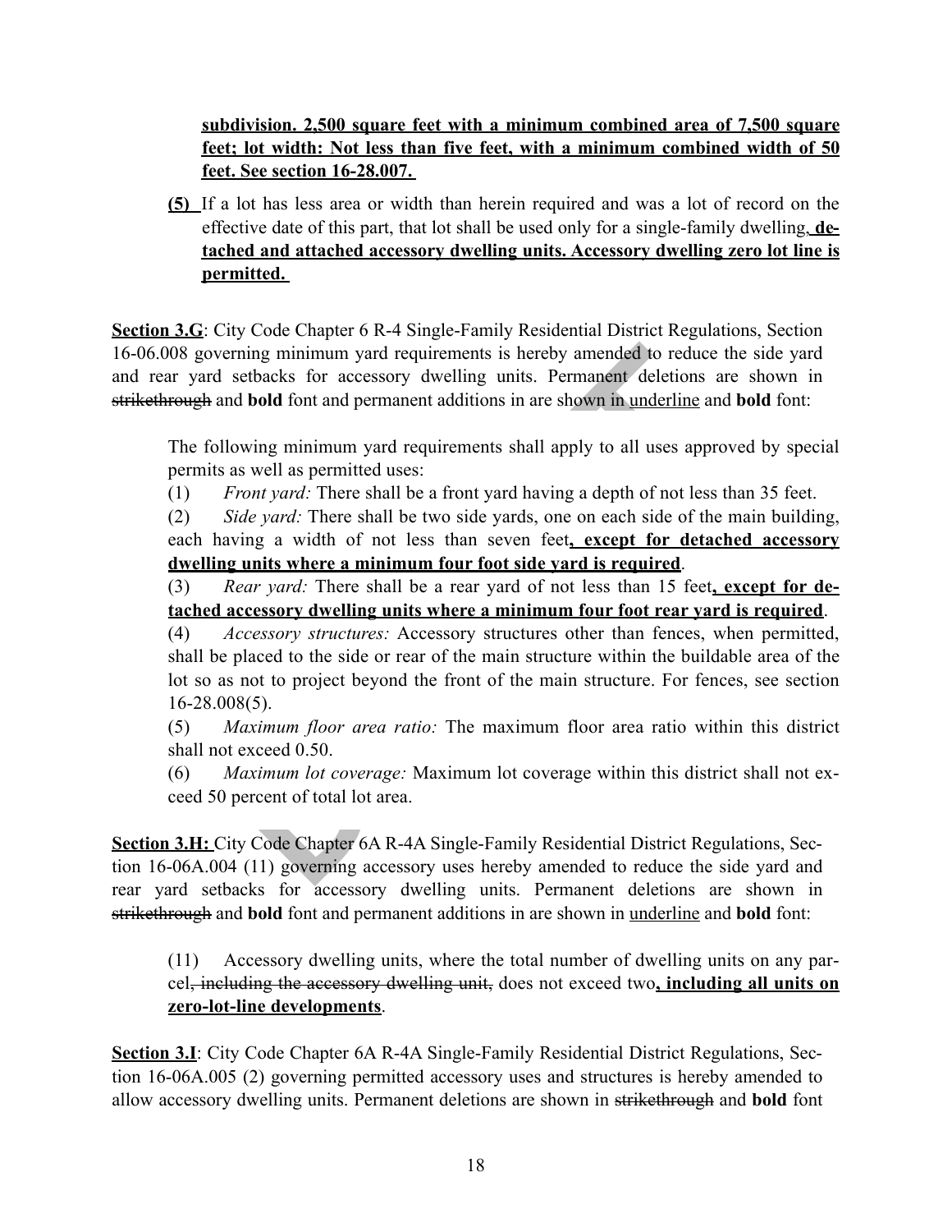**<u>subdivision. 2,500 square feet with a minimum combined area of 7,500 square feet; lot width: Not less than five feet, with a minimum combined width of 50 feet. See section 16-28.007.</u>**

**<u>(5)</u>** If a lot has less area or width than herein required and was a lot of record on the effective date of this part, that lot shall be used only for a single-family dwelling**<u>, detached and attached accessory dwelling units. Accessory dwelling zero lot line is permitted.</u>**

**<u>Section 3.G</u>**: City Code Chapter 6 R-4 Single-Family Residential District Regulations, Section 16-06.008 governing minimum yard requirements is hereby amended to reduce the side yard and rear yard setbacks for accessory dwelling units. Permanent deletions are shown in ~~strikethrough~~ and **bold** font and permanent additions in are shown in <u>underline</u> and **bold** font:

> The following minimum yard requirements shall apply to all uses approved by special permits as well as permitted uses:
>
> (1) *Front yard:* There shall be a front yard having a depth of not less than 35 feet.
>
> (2) *Side yard:* There shall be two side yards, one on each side of the main building, each having a width of not less than seven feet**<u>, except for detached accessory dwelling units where a minimum four foot side yard is required</u>**.
>
> (3) *Rear yard:* There shall be a rear yard of not less than 15 feet**<u>, except for detached accessory dwelling units where a minimum four foot rear yard is required</u>**.
>
> (4) *Accessory structures:* Accessory structures other than fences, when permitted, shall be placed to the side or rear of the main structure within the buildable area of the lot so as not to project beyond the front of the main structure. For fences, see section 16-28.008(5).
>
> (5) *Maximum floor area ratio:* The maximum floor area ratio within this district shall not exceed 0.50.
>
> (6) *Maximum lot coverage:* Maximum lot coverage within this district shall not exceed 50 percent of total lot area.

**<u>Section 3.H:</u>** City Code Chapter 6A R-4A Single-Family Residential District Regulations, Section 16-06A.004 (11) governing accessory uses hereby amended to reduce the side yard and rear yard setbacks for accessory dwelling units. Permanent deletions are shown in ~~strikethrough~~ and **bold** font and permanent additions in are shown in <u>underline</u> and **bold** font:

> (11) Accessory dwelling units, where the total number of dwelling units on any parcel~~, including the accessory dwelling unit,~~ does not exceed two**<u>, including all units on zero-lot-line developments</u>**.

**<u>Section 3.I</u>**: City Code Chapter 6A R-4A Single-Family Residential District Regulations, Section 16-06A.005 (2) governing permitted accessory uses and structures is hereby amended to allow accessory dwelling units. Permanent deletions are shown in ~~strikethrough~~ and **bold** font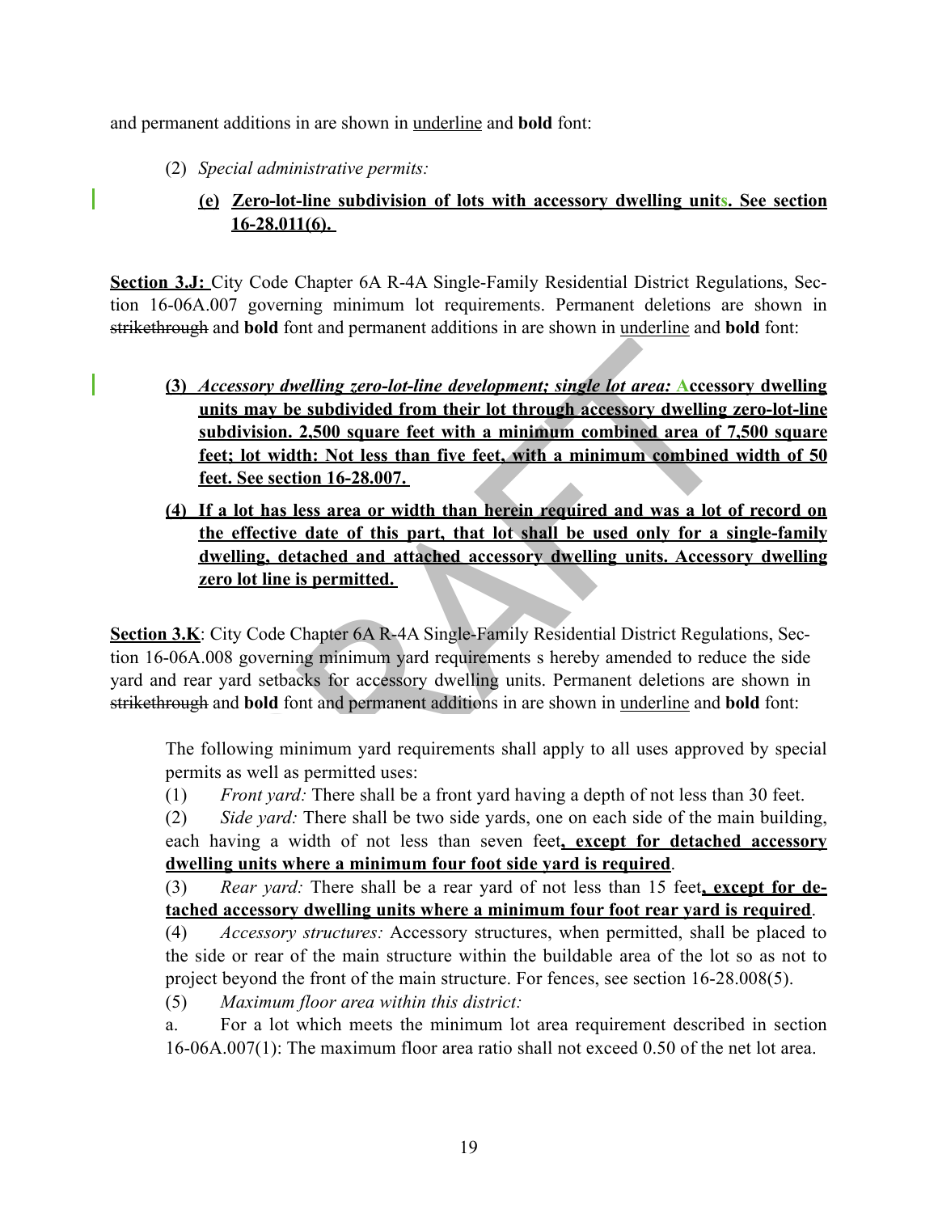and permanent additions in are shown in underline and **bold** font:

(2) *Special administrative permits:*

**(e) Zero-lot-line subdivision of lots with accessory dwelling units. See section 16-28.011(6).**

**Section 3.J:** City Code Chapter 6A R-4A Single-Family Residential District Regulations, Section 16-06A.007 governing minimum lot requirements. Permanent deletions are shown in ~~strikethrough~~ and **bold** font and permanent additions in are shown in underline and **bold** font:

**(3) *Accessory dwelling zero-lot-line development; single lot area:* Accessory dwelling units may be subdivided from their lot through accessory dwelling zero-lot-line subdivision. 2,500 square feet with a minimum combined area of 7,500 square feet; lot width: Not less than five feet, with a minimum combined width of 50 feet. See section 16-28.007.**

**(4) If a lot has less area or width than herein required and was a lot of record on the effective date of this part, that lot shall be used only for a single-family dwelling, detached and attached accessory dwelling units. Accessory dwelling zero lot line is permitted.**

**Section 3.K**: City Code Chapter 6A R-4A Single-Family Residential District Regulations, Section 16-06A.008 governing minimum yard requirements s hereby amended to reduce the side yard and rear yard setbacks for accessory dwelling units. Permanent deletions are shown in ~~strikethrough~~ and **bold** font and permanent additions in are shown in underline and **bold** font:

The following minimum yard requirements shall apply to all uses approved by special permits as well as permitted uses:

(1) *Front yard:* There shall be a front yard having a depth of not less than 30 feet.

(2) *Side yard:* There shall be two side yards, one on each side of the main building, each having a width of not less than seven feet**, except for detached accessory dwelling units where a minimum four foot side yard is required**.

(3) *Rear yard:* There shall be a rear yard of not less than 15 feet**, except for detached accessory dwelling units where a minimum four foot rear yard is required**.

(4) *Accessory structures:* Accessory structures, when permitted, shall be placed to the side or rear of the main structure within the buildable area of the lot so as not to project beyond the front of the main structure. For fences, see section 16-28.008(5).

(5) *Maximum floor area within this district:*

a. For a lot which meets the minimum lot area requirement described in section 16-06A.007(1): The maximum floor area ratio shall not exceed 0.50 of the net lot area.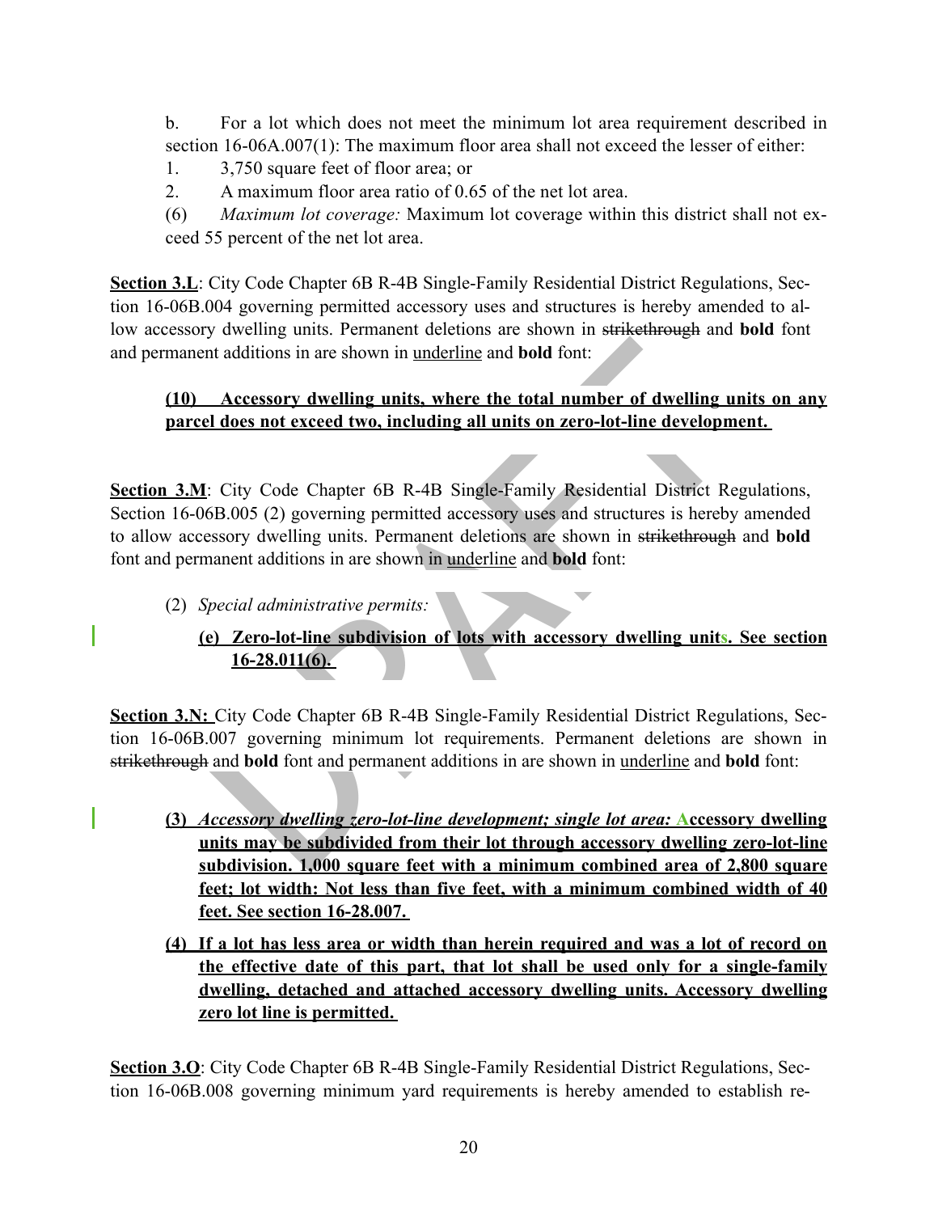b. For a lot which does not meet the minimum lot area requirement described in section 16-06A.007(1): The maximum floor area shall not exceed the lesser of either:

1. 3,750 square feet of floor area; or
2. A maximum floor area ratio of 0.65 of the net lot area.

(6) *Maximum lot coverage:* Maximum lot coverage within this district shall not exceed 55 percent of the net lot area.

**Section 3.L**: City Code Chapter 6B R-4B Single-Family Residential District Regulations, Section 16-06B.004 governing permitted accessory uses and structures is hereby amended to allow accessory dwelling units. Permanent deletions are shown in ~~strikethrough~~ and **bold** font and permanent additions in are shown in <u>underline</u> and **bold** font:

**<u>(10) Accessory dwelling units, where the total number of dwelling units on any parcel does not exceed two, including all units on zero-lot-line development.</u>**

**Section 3.M**: City Code Chapter 6B R-4B Single-Family Residential District Regulations, Section 16-06B.005 (2) governing permitted accessory uses and structures is hereby amended to allow accessory dwelling units. Permanent deletions are shown in ~~strikethrough~~ and **bold** font and permanent additions in are shown in <u>underline</u> and **bold** font:

(2) *Special administrative permits:*

**<u>(e) Zero-lot-line subdivision of lots with accessory dwelling units. See section 16-28.011(6).</u>**

**Section 3.N:** City Code Chapter 6B R-4B Single-Family Residential District Regulations, Section 16-06B.007 governing minimum lot requirements. Permanent deletions are shown in ~~strikethrough~~ and **bold** font and permanent additions in are shown in <u>underline</u> and **bold** font:

**<u>(3) *Accessory dwelling zero-lot-line development; single lot area:* Accessory dwelling units may be subdivided from their lot through accessory dwelling zero-lot-line subdivision. 1,000 square feet with a minimum combined area of 2,800 square feet; lot width: Not less than five feet, with a minimum combined width of 40 feet. See section 16-28.007.</u>**

**<u>(4) If a lot has less area or width than herein required and was a lot of record on the effective date of this part, that lot shall be used only for a single-family dwelling, detached and attached accessory dwelling units. Accessory dwelling zero lot line is permitted.</u>**

**Section 3.O**: City Code Chapter 6B R-4B Single-Family Residential District Regulations, Section 16-06B.008 governing minimum yard requirements is hereby amended to establish re-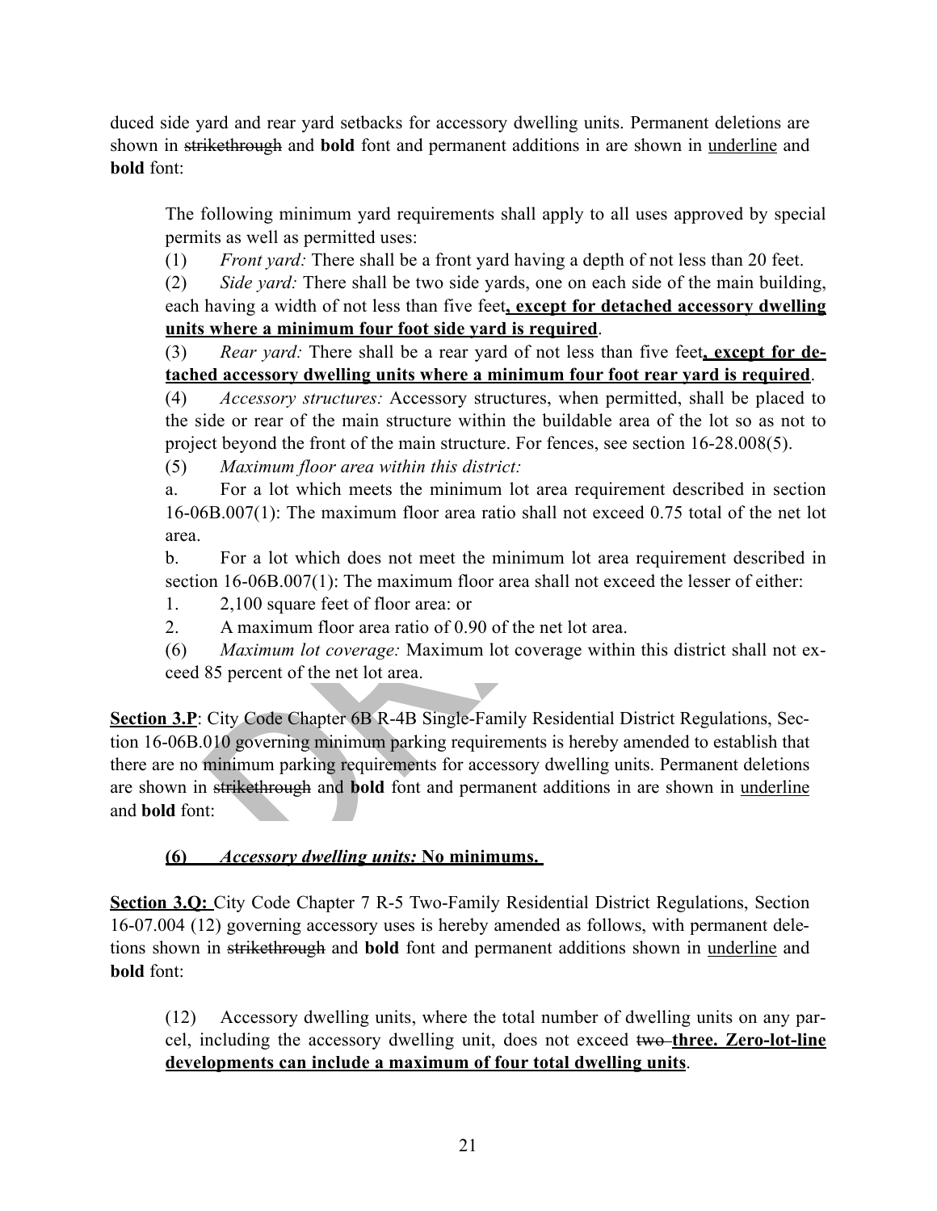duced side yard and rear yard setbacks for accessory dwelling units. Permanent deletions are shown in ~~strikethrough~~ and **bold** font and permanent additions in are shown in <u>underline</u> and **bold** font:

> The following minimum yard requirements shall apply to all uses approved by special permits as well as permitted uses:
>
> (1) *Front yard:* There shall be a front yard having a depth of not less than 20 feet.
>
> (2) *Side yard:* There shall be two side yards, one on each side of the main building, each having a width of not less than five feet<u>**, except for detached accessory dwelling units where a minimum four foot side yard is required**</u>.
>
> (3) *Rear yard:* There shall be a rear yard of not less than five feet<u>**, except for detached accessory dwelling units where a minimum four foot rear yard is required**</u>.
>
> (4) *Accessory structures:* Accessory structures, when permitted, shall be placed to the side or rear of the main structure within the buildable area of the lot so as not to project beyond the front of the main structure. For fences, see section 16-28.008(5).
>
> (5) *Maximum floor area within this district:*
>
> a. For a lot which meets the minimum lot area requirement described in section 16-06B.007(1): The maximum floor area ratio shall not exceed 0.75 total of the net lot area.
>
> b. For a lot which does not meet the minimum lot area requirement described in section 16-06B.007(1): The maximum floor area shall not exceed the lesser of either:
>
> 1. 2,100 square feet of floor area: or
> 2. A maximum floor area ratio of 0.90 of the net lot area.
>
> (6) *Maximum lot coverage:* Maximum lot coverage within this district shall not exceed 85 percent of the net lot area.

<u>**Section 3.P**</u>: City Code Chapter 6B R-4B Single-Family Residential District Regulations, Section 16-06B.010 governing minimum parking requirements is hereby amended to establish that there are no minimum parking requirements for accessory dwelling units. Permanent deletions are shown in ~~strikethrough~~ and **bold** font and permanent additions in are shown in <u>underline</u> and **bold** font:

> <u>**(6) *Accessory dwelling units:* No minimums.**</u>

<u>**Section 3.Q:**</u> City Code Chapter 7 R-5 Two-Family Residential District Regulations, Section 16-07.004 (12) governing accessory uses is hereby amended as follows, with permanent deletions shown in ~~strikethrough~~ and **bold** font and permanent additions shown in <u>underline</u> and **bold** font:

> (12) Accessory dwelling units, where the total number of dwelling units on any parcel, including the accessory dwelling unit, does not exceed ~~two~~ <u>**three. Zero-lot-line developments can include a maximum of four total dwelling units**</u>.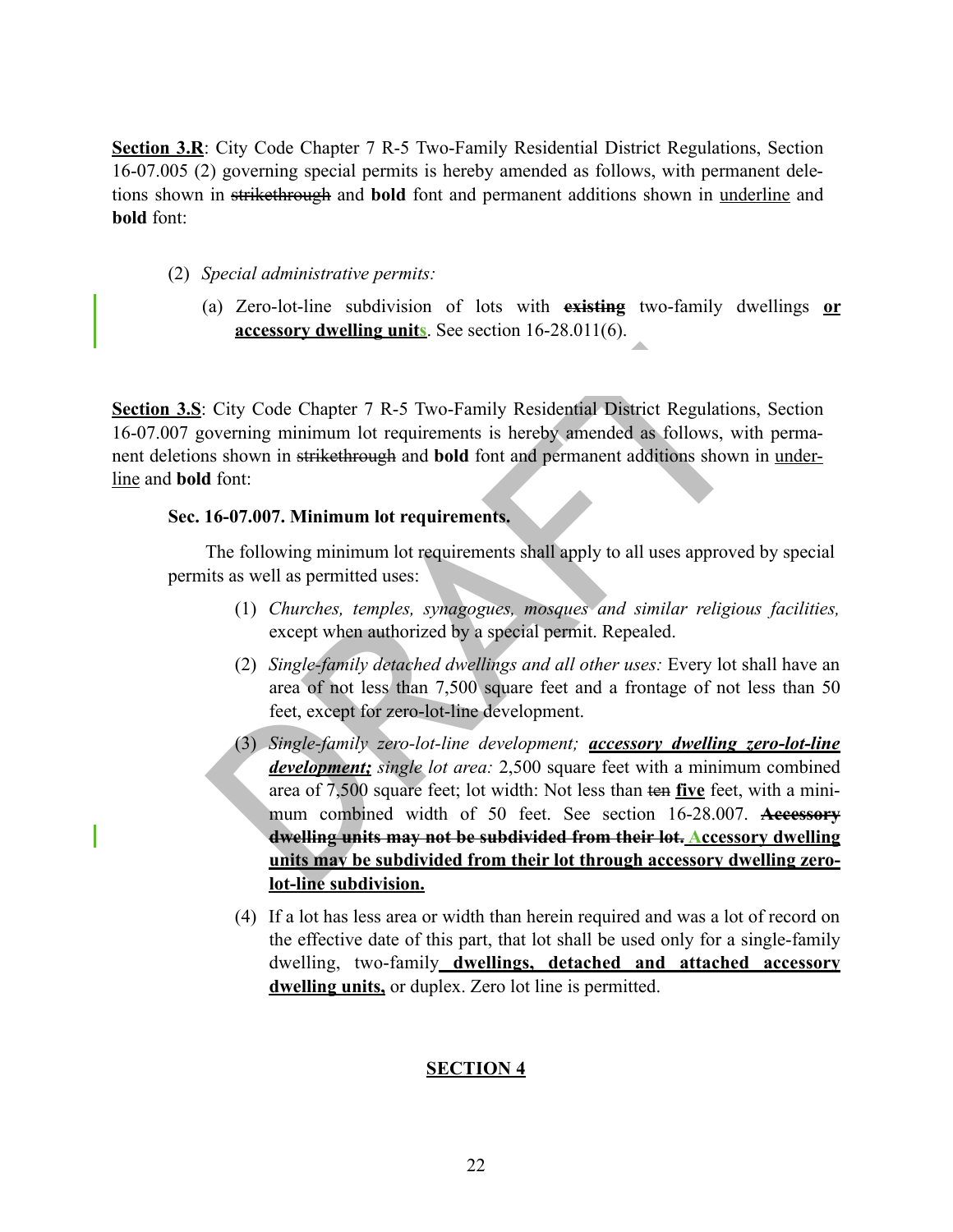**Section 3.R**: City Code Chapter 7 R-5 Two-Family Residential District Regulations, Section 16-07.005 (2) governing special permits is hereby amended as follows, with permanent deletions shown in ~~strikethrough~~ and **bold** font and permanent additions shown in <u>underline</u> and **bold** font:

(2) *Special administrative permits:*

(a) Zero-lot-line subdivision of lots with **~~existing~~** two-family dwellings **<u>or accessory dwelling units</u>**. See section 16-28.011(6).

**Section 3.S**: City Code Chapter 7 R-5 Two-Family Residential District Regulations, Section 16-07.007 governing minimum lot requirements is hereby amended as follows, with permanent deletions shown in ~~strikethrough~~ and **bold** font and permanent additions shown in <u>underline</u> and **bold** font:

**Sec. 16-07.007. Minimum lot requirements.**

The following minimum lot requirements shall apply to all uses approved by special permits as well as permitted uses:

(1) *Churches, temples, synagogues, mosques and similar religious facilities,* except when authorized by a special permit. Repealed.

(2) *Single-family detached dwellings and all other uses:* Every lot shall have an area of not less than 7,500 square feet and a frontage of not less than 50 feet, except for zero-lot-line development.

(3) *Single-family zero-lot-line development;* ***<u>accessory dwelling zero-lot-line development;</u>*** *single lot area:* 2,500 square feet with a minimum combined area of 7,500 square feet; lot width: Not less than ~~ten~~ **<u>five</u>** feet, with a minimum combined width of 50 feet. See section 16-28.007. **~~Accessory dwelling units may not be subdivided from their lot.~~** **<u>Accessory dwelling units may be subdivided from their lot through accessory dwelling zero-lot-line subdivision.</u>**

(4) If a lot has less area or width than herein required and was a lot of record on the effective date of this part, that lot shall be used only for a single-family dwelling, two-family **<u>dwellings, detached and attached accessory dwelling units,</u>** or duplex. Zero lot line is permitted.

**<u>SECTION 4</u>**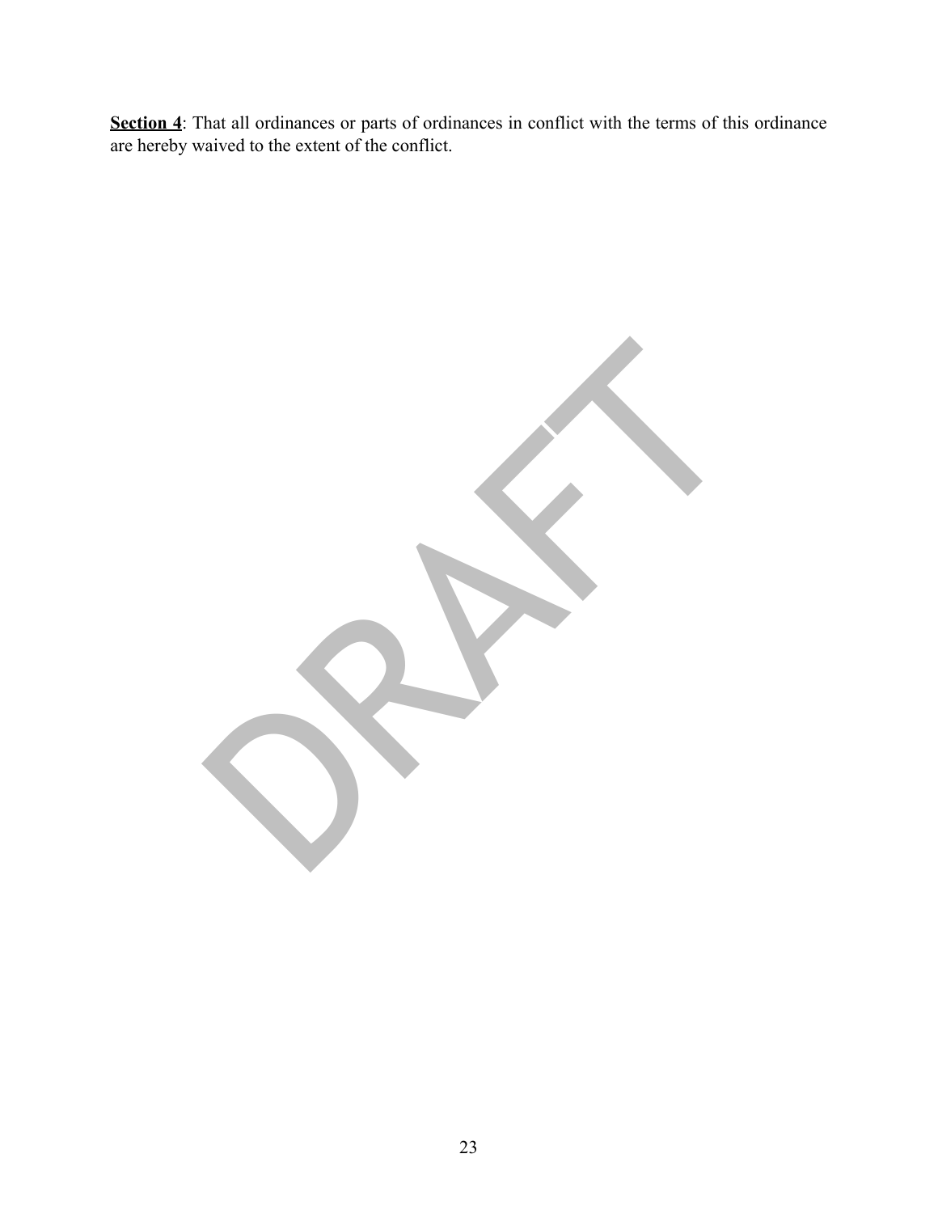**<u>Section 4</u>**: That all ordinances or parts of ordinances in conflict with the terms of this ordinance are hereby waived to the extent of the conflict.